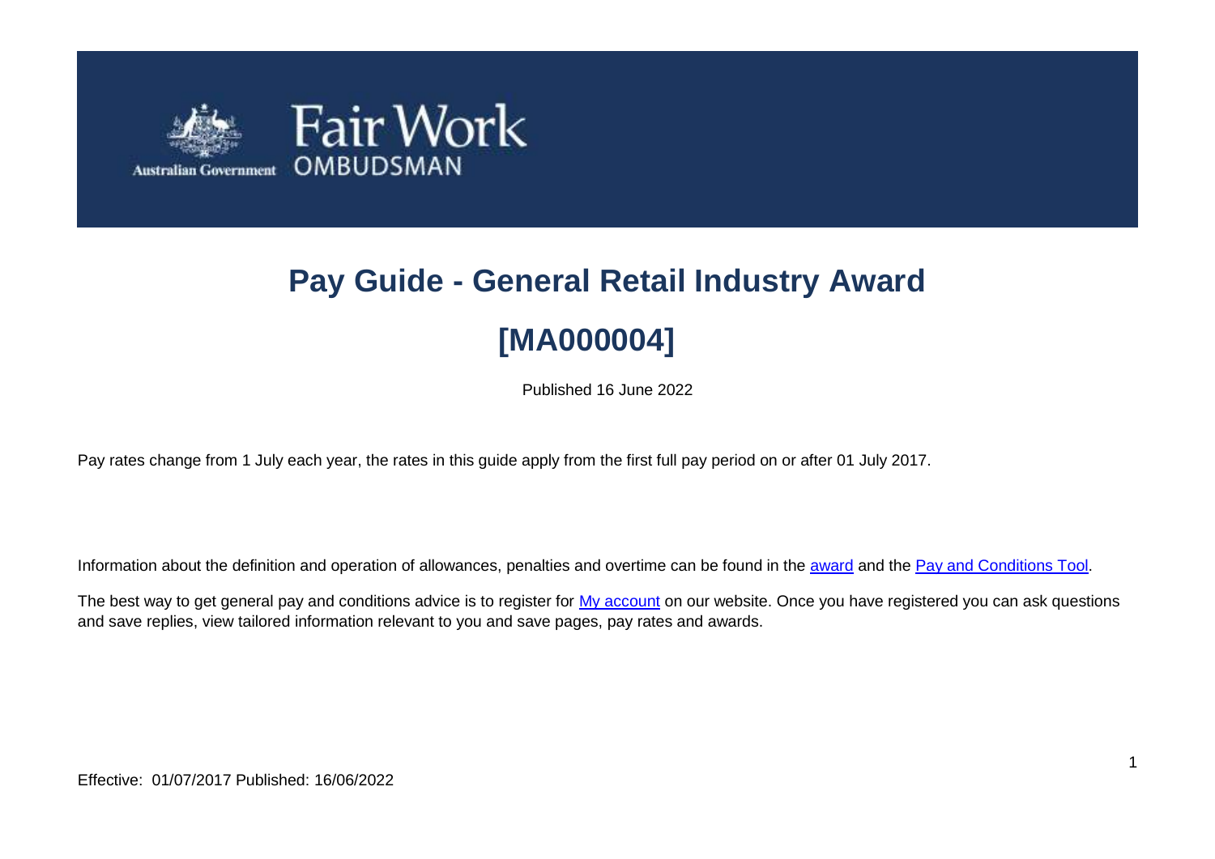# Pay Guide - General Retail Industry Award

# [MA000004]

Published 16 June 2022

Pay rates change from 1 July each year, the rates in this guide apply from the first full pay period on or after 01 July 2017.

Information about the definition and operation of allowances, penalties and overtime can be found in the award and the Pay and Conditions Tool.

The best way to get general pay and conditions advice is to register for My account on our website. Once you have registered you can ask questions and save replies, view tailored information relevant to you and save pages, pay rates and awards.

Effective: 01/07/2017 Published: 16/06/2022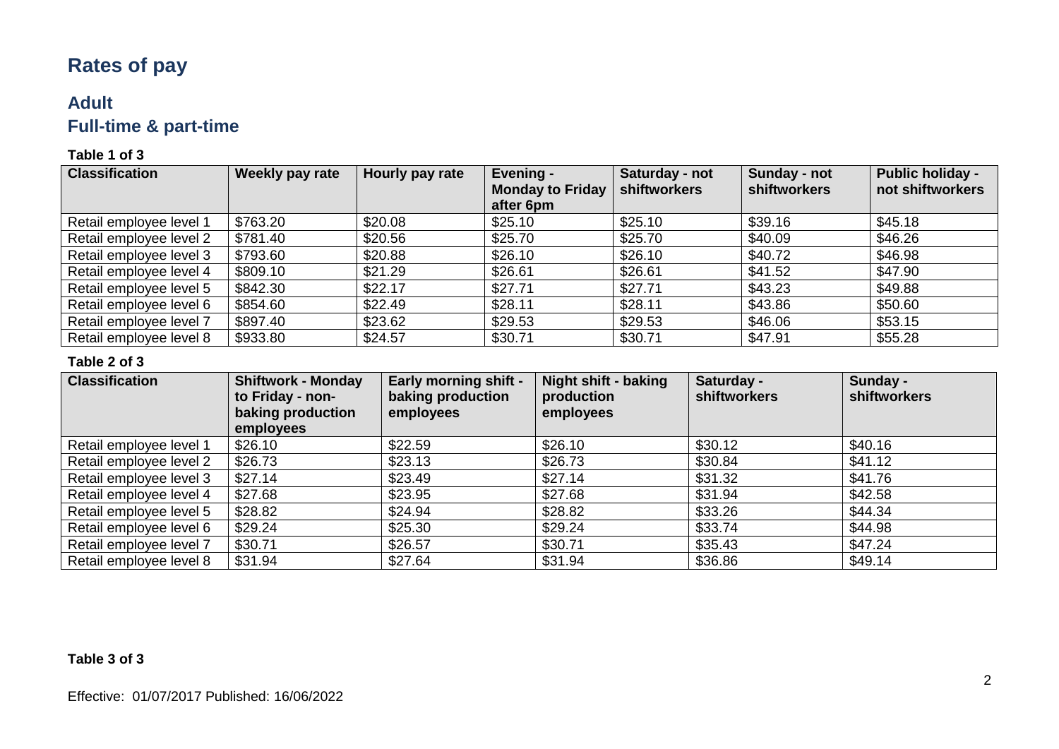# Rates of pay

## Adult

### Full-time & part-time

**Table 1 of 3**

| Classification | Weekly pay rate | Hourly pay rate | Evening - Monday to Friday after 6pm | Saturday - not shiftworkers | Sunday - not shiftworkers | Public holiday - not shiftworkers |
|---|---|---|---|---|---|---|
| Retail employee level 1 | $763.20 | $20.08 | $25.10 | $25.10 | $39.16 | $45.18 |
| Retail employee level 2 | $781.40 | $20.56 | $25.70 | $25.70 | $40.09 | $46.26 |
| Retail employee level 3 | $793.60 | $20.88 | $26.10 | $26.10 | $40.72 | $46.98 |
| Retail employee level 4 | $809.10 | $21.29 | $26.61 | $26.61 | $41.52 | $47.90 |
| Retail employee level 5 | $842.30 | $22.17 | $27.71 | $27.71 | $43.23 | $49.88 |
| Retail employee level 6 | $854.60 | $22.49 | $28.11 | $28.11 | $43.86 | $50.60 |
| Retail employee level 7 | $897.40 | $23.62 | $29.53 | $29.53 | $46.06 | $53.15 |
| Retail employee level 8 | $933.80 | $24.57 | $30.71 | $30.71 | $47.91 | $55.28 |

**Table 2 of 3**

| Classification | Shiftwork - Monday to Friday - non-baking production employees | Early morning shift - baking production employees | Night shift - baking production employees | Saturday - shiftworkers | Sunday - shiftworkers |
|---|---|---|---|---|---|
| Retail employee level 1 | $26.10 | $22.59 | $26.10 | $30.12 | $40.16 |
| Retail employee level 2 | $26.73 | $23.13 | $26.73 | $30.84 | $41.12 |
| Retail employee level 3 | $27.14 | $23.49 | $27.14 | $31.32 | $41.76 |
| Retail employee level 4 | $27.68 | $23.95 | $27.68 | $31.94 | $42.58 |
| Retail employee level 5 | $28.82 | $24.94 | $28.82 | $33.26 | $44.34 |
| Retail employee level 6 | $29.24 | $25.30 | $29.24 | $33.74 | $44.98 |
| Retail employee level 7 | $30.71 | $26.57 | $30.71 | $35.43 | $47.24 |
| Retail employee level 8 | $31.94 | $27.64 | $31.94 | $36.86 | $49.14 |

**Table 3 of 3**

Effective: 01/07/2017 Published: 16/06/2022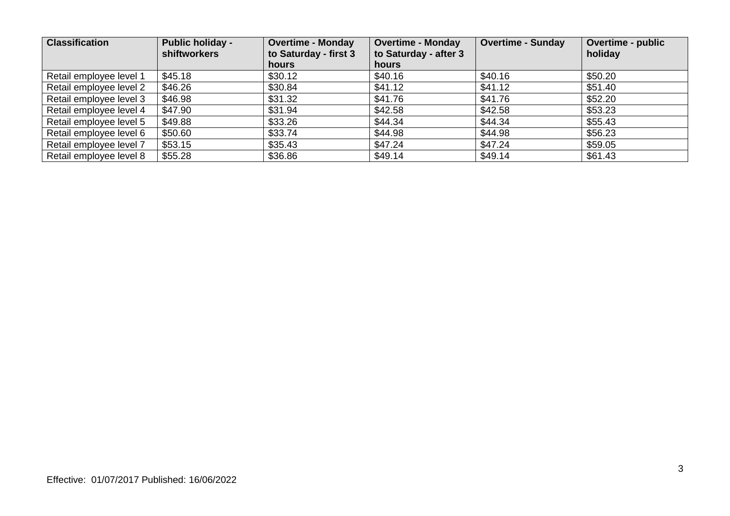| Classification | Public holiday - shiftworkers | Overtime - Monday to Saturday - first 3 hours | Overtime - Monday to Saturday - after 3 hours | Overtime - Sunday | Overtime - public holiday |
|---|---|---|---|---|---|
| Retail employee level 1 | $45.18 | $30.12 | $40.16 | $40.16 | $50.20 |
| Retail employee level 2 | $46.26 | $30.84 | $41.12 | $41.12 | $51.40 |
| Retail employee level 3 | $46.98 | $31.32 | $41.76 | $41.76 | $52.20 |
| Retail employee level 4 | $47.90 | $31.94 | $42.58 | $42.58 | $53.23 |
| Retail employee level 5 | $49.88 | $33.26 | $44.34 | $44.34 | $55.43 |
| Retail employee level 6 | $50.60 | $33.74 | $44.98 | $44.98 | $56.23 |
| Retail employee level 7 | $53.15 | $35.43 | $47.24 | $47.24 | $59.05 |
| Retail employee level 8 | $55.28 | $36.86 | $49.14 | $49.14 | $61.43 |

Effective: 01/07/2017 Published: 16/06/2022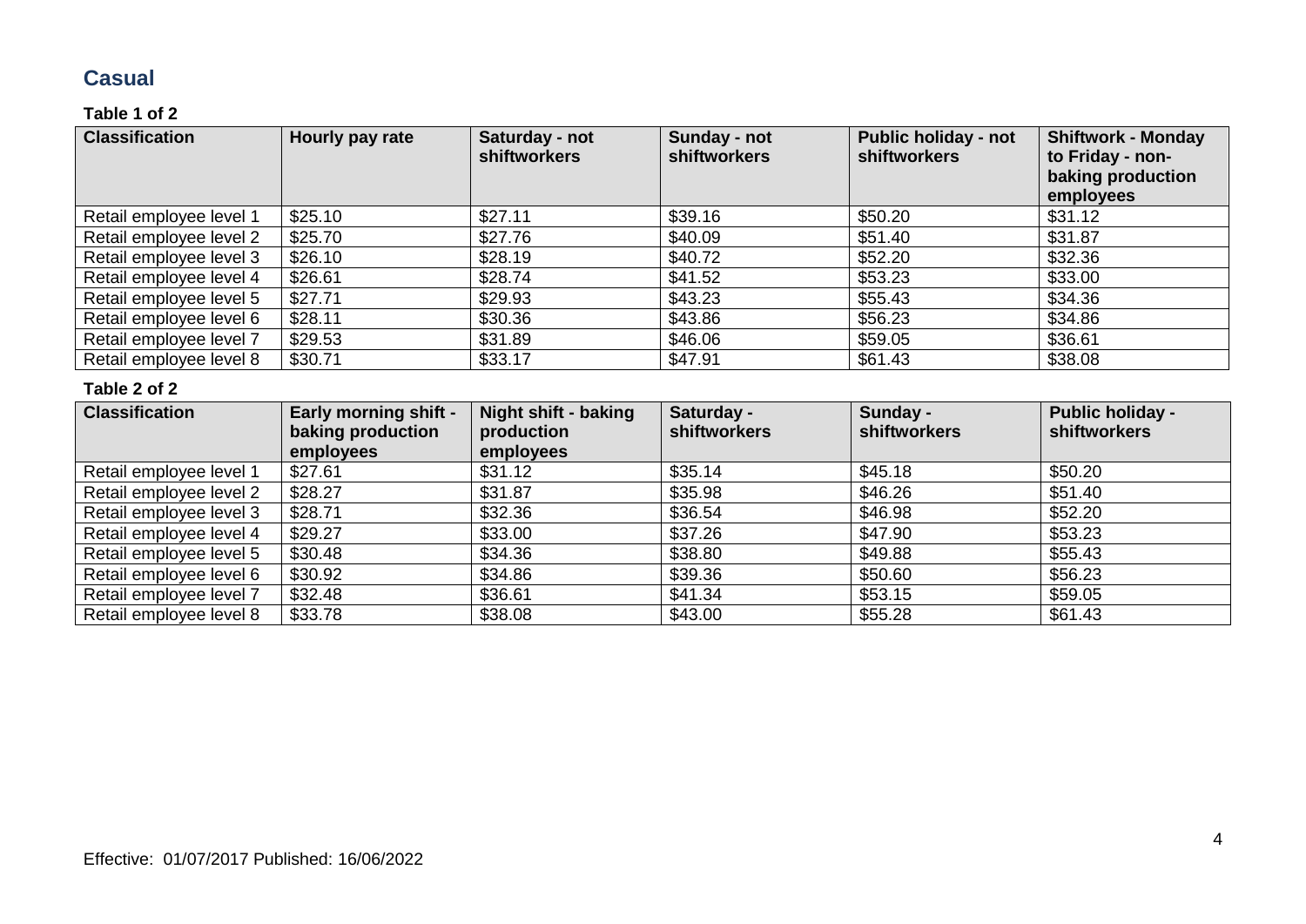## Casual

**Table 1 of 2**

| Classification | Hourly pay rate | Saturday - not shiftworkers | Sunday - not shiftworkers | Public holiday - not shiftworkers | Shiftwork - Monday to Friday - non-baking production employees |
|---|---|---|---|---|---|
| Retail employee level 1 | $25.10 | $27.11 | $39.16 | $50.20 | $31.12 |
| Retail employee level 2 | $25.70 | $27.76 | $40.09 | $51.40 | $31.87 |
| Retail employee level 3 | $26.10 | $28.19 | $40.72 | $52.20 | $32.36 |
| Retail employee level 4 | $26.61 | $28.74 | $41.52 | $53.23 | $33.00 |
| Retail employee level 5 | $27.71 | $29.93 | $43.23 | $55.43 | $34.36 |
| Retail employee level 6 | $28.11 | $30.36 | $43.86 | $56.23 | $34.86 |
| Retail employee level 7 | $29.53 | $31.89 | $46.06 | $59.05 | $36.61 |
| Retail employee level 8 | $30.71 | $33.17 | $47.91 | $61.43 | $38.08 |

**Table 2 of 2**

| Classification | Early morning shift - baking production employees | Night shift - baking production employees | Saturday - shiftworkers | Sunday - shiftworkers | Public holiday - shiftworkers |
|---|---|---|---|---|---|
| Retail employee level 1 | $27.61 | $31.12 | $35.14 | $45.18 | $50.20 |
| Retail employee level 2 | $28.27 | $31.87 | $35.98 | $46.26 | $51.40 |
| Retail employee level 3 | $28.71 | $32.36 | $36.54 | $46.98 | $52.20 |
| Retail employee level 4 | $29.27 | $33.00 | $37.26 | $47.90 | $53.23 |
| Retail employee level 5 | $30.48 | $34.36 | $38.80 | $49.88 | $55.43 |
| Retail employee level 6 | $30.92 | $34.86 | $39.36 | $50.60 | $56.23 |
| Retail employee level 7 | $32.48 | $36.61 | $41.34 | $53.15 | $59.05 |
| Retail employee level 8 | $33.78 | $38.08 | $43.00 | $55.28 | $61.43 |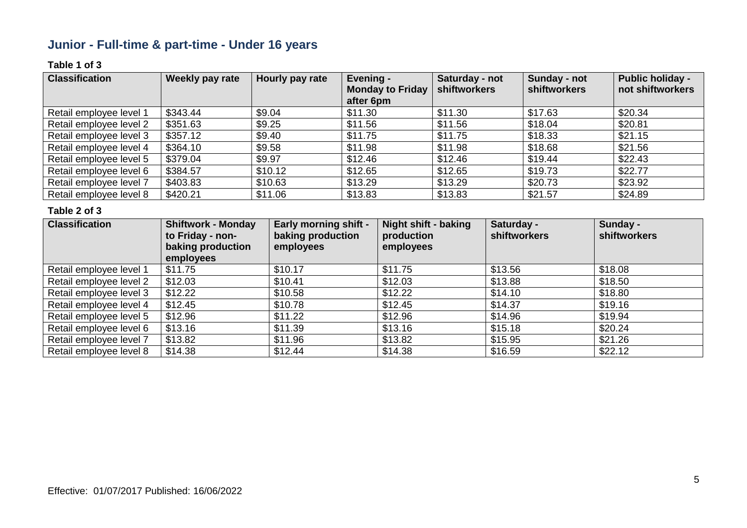## Junior - Full-time & part-time - Under 16 years

**Table 1 of 3**

| Classification | Weekly pay rate | Hourly pay rate | Evening - Monday to Friday after 6pm | Saturday - not shiftworkers | Sunday - not shiftworkers | Public holiday - not shiftworkers |
|---|---|---|---|---|---|---|
| Retail employee level 1 | $343.44 | $9.04 | $11.30 | $11.30 | $17.63 | $20.34 |
| Retail employee level 2 | $351.63 | $9.25 | $11.56 | $11.56 | $18.04 | $20.81 |
| Retail employee level 3 | $357.12 | $9.40 | $11.75 | $11.75 | $18.33 | $21.15 |
| Retail employee level 4 | $364.10 | $9.58 | $11.98 | $11.98 | $18.68 | $21.56 |
| Retail employee level 5 | $379.04 | $9.97 | $12.46 | $12.46 | $19.44 | $22.43 |
| Retail employee level 6 | $384.57 | $10.12 | $12.65 | $12.65 | $19.73 | $22.77 |
| Retail employee level 7 | $403.83 | $10.63 | $13.29 | $13.29 | $20.73 | $23.92 |
| Retail employee level 8 | $420.21 | $11.06 | $13.83 | $13.83 | $21.57 | $24.89 |

**Table 2 of 3**

| Classification | Shiftwork - Monday to Friday - non-baking production employees | Early morning shift - baking production employees | Night shift - baking production employees | Saturday - shiftworkers | Sunday - shiftworkers |
|---|---|---|---|---|---|
| Retail employee level 1 | $11.75 | $10.17 | $11.75 | $13.56 | $18.08 |
| Retail employee level 2 | $12.03 | $10.41 | $12.03 | $13.88 | $18.50 |
| Retail employee level 3 | $12.22 | $10.58 | $12.22 | $14.10 | $18.80 |
| Retail employee level 4 | $12.45 | $10.78 | $12.45 | $14.37 | $19.16 |
| Retail employee level 5 | $12.96 | $11.22 | $12.96 | $14.96 | $19.94 |
| Retail employee level 6 | $13.16 | $11.39 | $13.16 | $15.18 | $20.24 |
| Retail employee level 7 | $13.82 | $11.96 | $13.82 | $15.95 | $21.26 |
| Retail employee level 8 | $14.38 | $12.44 | $14.38 | $16.59 | $22.12 |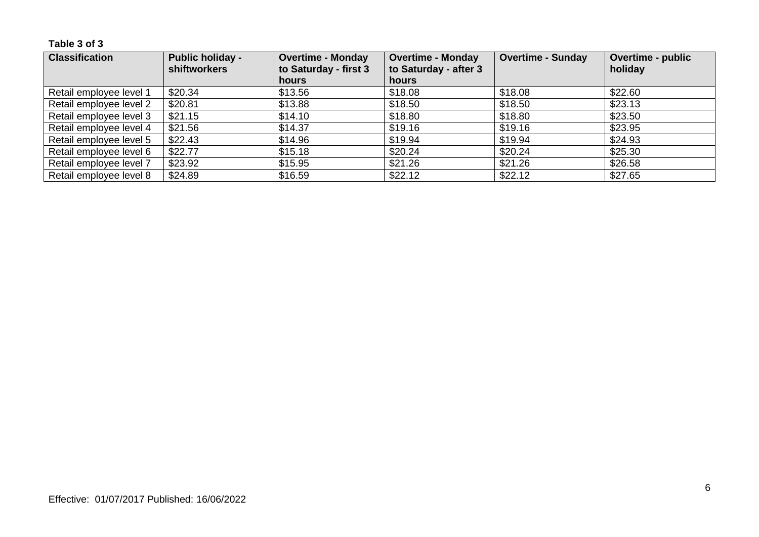**Table 3 of 3**

| Classification | Public holiday - shiftworkers | Overtime - Monday to Saturday - first 3 hours | Overtime - Monday to Saturday - after 3 hours | Overtime - Sunday | Overtime - public holiday |
|---|---|---|---|---|---|
| Retail employee level 1 | $20.34 | $13.56 | $18.08 | $18.08 | $22.60 |
| Retail employee level 2 | $20.81 | $13.88 | $18.50 | $18.50 | $23.13 |
| Retail employee level 3 | $21.15 | $14.10 | $18.80 | $18.80 | $23.50 |
| Retail employee level 4 | $21.56 | $14.37 | $19.16 | $19.16 | $23.95 |
| Retail employee level 5 | $22.43 | $14.96 | $19.94 | $19.94 | $24.93 |
| Retail employee level 6 | $22.77 | $15.18 | $20.24 | $20.24 | $25.30 |
| Retail employee level 7 | $23.92 | $15.95 | $21.26 | $21.26 | $26.58 |
| Retail employee level 8 | $24.89 | $16.59 | $22.12 | $22.12 | $27.65 |

Effective: 01/07/2017 Published: 16/06/2022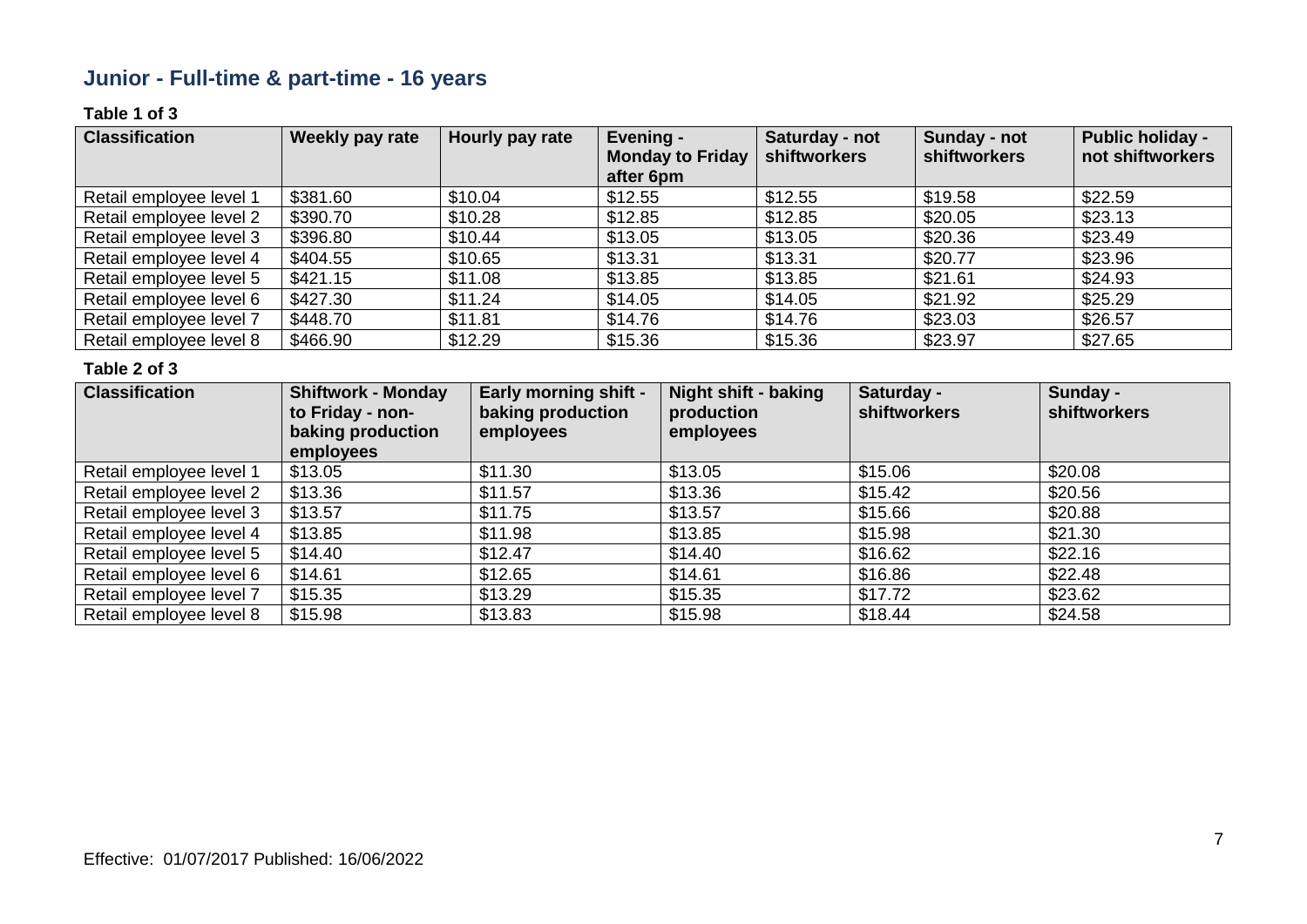## Junior - Full-time & part-time - 16 years

**Table 1 of 3**

| Classification | Weekly pay rate | Hourly pay rate | Evening - Monday to Friday after 6pm | Saturday - not shiftworkers | Sunday - not shiftworkers | Public holiday - not shiftworkers |
|---|---|---|---|---|---|---|
| Retail employee level 1 | $381.60 | $10.04 | $12.55 | $12.55 | $19.58 | $22.59 |
| Retail employee level 2 | $390.70 | $10.28 | $12.85 | $12.85 | $20.05 | $23.13 |
| Retail employee level 3 | $396.80 | $10.44 | $13.05 | $13.05 | $20.36 | $23.49 |
| Retail employee level 4 | $404.55 | $10.65 | $13.31 | $13.31 | $20.77 | $23.96 |
| Retail employee level 5 | $421.15 | $11.08 | $13.85 | $13.85 | $21.61 | $24.93 |
| Retail employee level 6 | $427.30 | $11.24 | $14.05 | $14.05 | $21.92 | $25.29 |
| Retail employee level 7 | $448.70 | $11.81 | $14.76 | $14.76 | $23.03 | $26.57 |
| Retail employee level 8 | $466.90 | $12.29 | $15.36 | $15.36 | $23.97 | $27.65 |

**Table 2 of 3**

| Classification | Shiftwork - Monday to Friday - non-baking production employees | Early morning shift - baking production employees | Night shift - baking production employees | Saturday - shiftworkers | Sunday - shiftworkers |
|---|---|---|---|---|---|
| Retail employee level 1 | $13.05 | $11.30 | $13.05 | $15.06 | $20.08 |
| Retail employee level 2 | $13.36 | $11.57 | $13.36 | $15.42 | $20.56 |
| Retail employee level 3 | $13.57 | $11.75 | $13.57 | $15.66 | $20.88 |
| Retail employee level 4 | $13.85 | $11.98 | $13.85 | $15.98 | $21.30 |
| Retail employee level 5 | $14.40 | $12.47 | $14.40 | $16.62 | $22.16 |
| Retail employee level 6 | $14.61 | $12.65 | $14.61 | $16.86 | $22.48 |
| Retail employee level 7 | $15.35 | $13.29 | $15.35 | $17.72 | $23.62 |
| Retail employee level 8 | $15.98 | $13.83 | $15.98 | $18.44 | $24.58 |

Effective: 01/07/2017 Published: 16/06/2022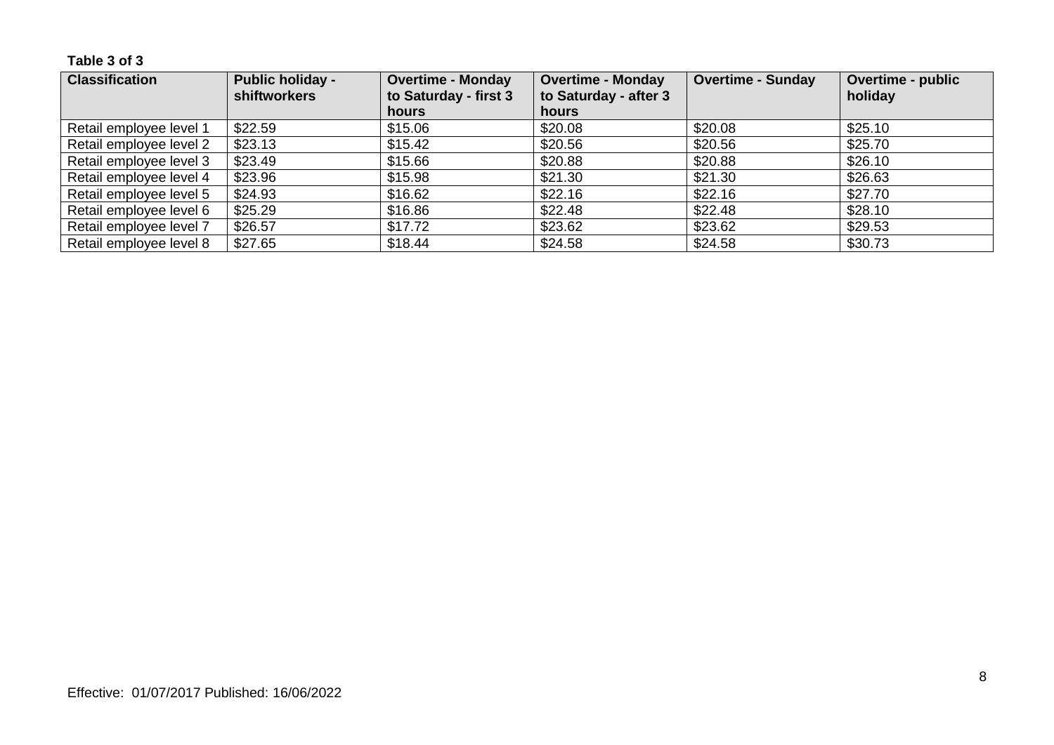**Table 3 of 3**

| Classification | Public holiday - shiftworkers | Overtime - Monday to Saturday - first 3 hours | Overtime - Monday to Saturday - after 3 hours | Overtime - Sunday | Overtime - public holiday |
|---|---|---|---|---|---|
| Retail employee level 1 | $22.59 | $15.06 | $20.08 | $20.08 | $25.10 |
| Retail employee level 2 | $23.13 | $15.42 | $20.56 | $20.56 | $25.70 |
| Retail employee level 3 | $23.49 | $15.66 | $20.88 | $20.88 | $26.10 |
| Retail employee level 4 | $23.96 | $15.98 | $21.30 | $21.30 | $26.63 |
| Retail employee level 5 | $24.93 | $16.62 | $22.16 | $22.16 | $27.70 |
| Retail employee level 6 | $25.29 | $16.86 | $22.48 | $22.48 | $28.10 |
| Retail employee level 7 | $26.57 | $17.72 | $23.62 | $23.62 | $29.53 |
| Retail employee level 8 | $27.65 | $18.44 | $24.58 | $24.58 | $30.73 |

Effective: 01/07/2017 Published: 16/06/2022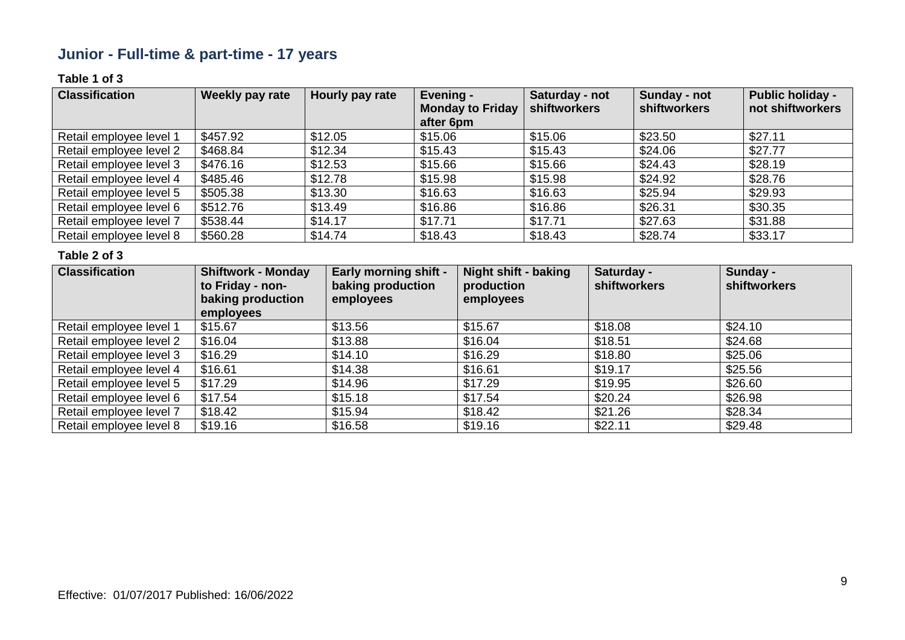## Junior - Full-time & part-time - 17 years

**Table 1 of 3**

| Classification | Weekly pay rate | Hourly pay rate | Evening - Monday to Friday after 6pm | Saturday - not shiftworkers | Sunday - not shiftworkers | Public holiday - not shiftworkers |
|---|---|---|---|---|---|---|
| Retail employee level 1 | $457.92 | $12.05 | $15.06 | $15.06 | $23.50 | $27.11 |
| Retail employee level 2 | $468.84 | $12.34 | $15.43 | $15.43 | $24.06 | $27.77 |
| Retail employee level 3 | $476.16 | $12.53 | $15.66 | $15.66 | $24.43 | $28.19 |
| Retail employee level 4 | $485.46 | $12.78 | $15.98 | $15.98 | $24.92 | $28.76 |
| Retail employee level 5 | $505.38 | $13.30 | $16.63 | $16.63 | $25.94 | $29.93 |
| Retail employee level 6 | $512.76 | $13.49 | $16.86 | $16.86 | $26.31 | $30.35 |
| Retail employee level 7 | $538.44 | $14.17 | $17.71 | $17.71 | $27.63 | $31.88 |
| Retail employee level 8 | $560.28 | $14.74 | $18.43 | $18.43 | $28.74 | $33.17 |

**Table 2 of 3**

| Classification | Shiftwork - Monday to Friday - non-baking production employees | Early morning shift - baking production employees | Night shift - baking production employees | Saturday - shiftworkers | Sunday - shiftworkers |
|---|---|---|---|---|---|
| Retail employee level 1 | $15.67 | $13.56 | $15.67 | $18.08 | $24.10 |
| Retail employee level 2 | $16.04 | $13.88 | $16.04 | $18.51 | $24.68 |
| Retail employee level 3 | $16.29 | $14.10 | $16.29 | $18.80 | $25.06 |
| Retail employee level 4 | $16.61 | $14.38 | $16.61 | $19.17 | $25.56 |
| Retail employee level 5 | $17.29 | $14.96 | $17.29 | $19.95 | $26.60 |
| Retail employee level 6 | $17.54 | $15.18 | $17.54 | $20.24 | $26.98 |
| Retail employee level 7 | $18.42 | $15.94 | $18.42 | $21.26 | $28.34 |
| Retail employee level 8 | $19.16 | $16.58 | $19.16 | $22.11 | $29.48 |

Effective: 01/07/2017 Published: 16/06/2022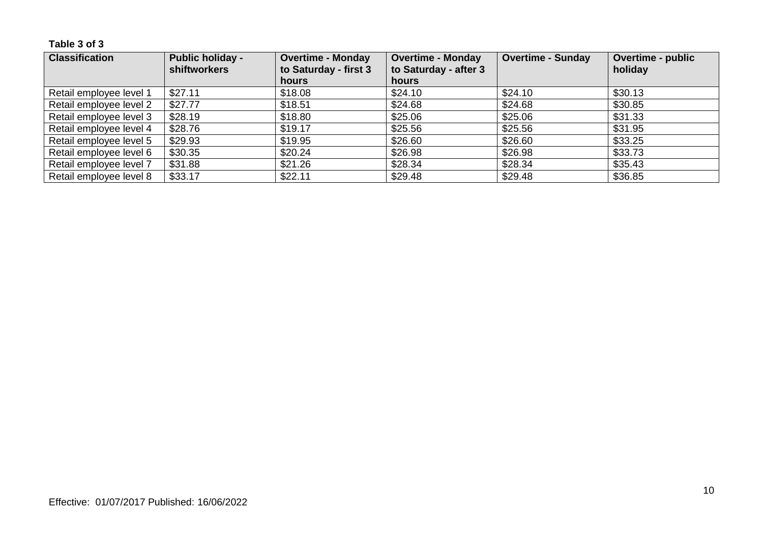**Table 3 of 3**

| Classification | Public holiday - shiftworkers | Overtime - Monday to Saturday - first 3 hours | Overtime - Monday to Saturday - after 3 hours | Overtime - Sunday | Overtime - public holiday |
|---|---|---|---|---|---|
| Retail employee level 1 | $27.11 | $18.08 | $24.10 | $24.10 | $30.13 |
| Retail employee level 2 | $27.77 | $18.51 | $24.68 | $24.68 | $30.85 |
| Retail employee level 3 | $28.19 | $18.80 | $25.06 | $25.06 | $31.33 |
| Retail employee level 4 | $28.76 | $19.17 | $25.56 | $25.56 | $31.95 |
| Retail employee level 5 | $29.93 | $19.95 | $26.60 | $26.60 | $33.25 |
| Retail employee level 6 | $30.35 | $20.24 | $26.98 | $26.98 | $33.73 |
| Retail employee level 7 | $31.88 | $21.26 | $28.34 | $28.34 | $35.43 |
| Retail employee level 8 | $33.17 | $22.11 | $29.48 | $29.48 | $36.85 |

Effective: 01/07/2017 Published: 16/06/2022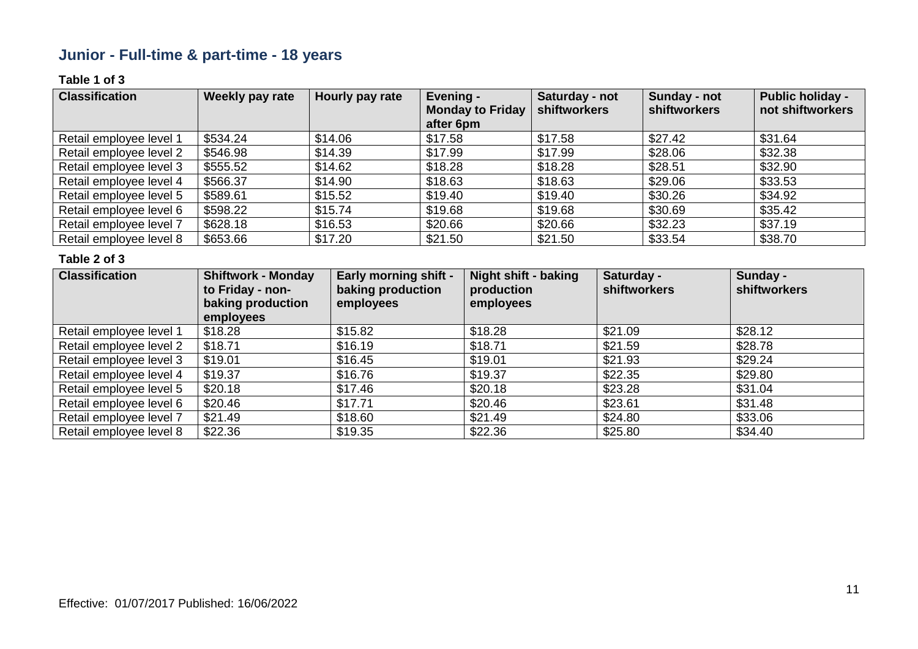## Junior - Full-time & part-time - 18 years

**Table 1 of 3**

| Classification | Weekly pay rate | Hourly pay rate | Evening - Monday to Friday after 6pm | Saturday - not shiftworkers | Sunday - not shiftworkers | Public holiday - not shiftworkers |
|---|---|---|---|---|---|---|
| Retail employee level 1 | $534.24 | $14.06 | $17.58 | $17.58 | $27.42 | $31.64 |
| Retail employee level 2 | $546.98 | $14.39 | $17.99 | $17.99 | $28.06 | $32.38 |
| Retail employee level 3 | $555.52 | $14.62 | $18.28 | $18.28 | $28.51 | $32.90 |
| Retail employee level 4 | $566.37 | $14.90 | $18.63 | $18.63 | $29.06 | $33.53 |
| Retail employee level 5 | $589.61 | $15.52 | $19.40 | $19.40 | $30.26 | $34.92 |
| Retail employee level 6 | $598.22 | $15.74 | $19.68 | $19.68 | $30.69 | $35.42 |
| Retail employee level 7 | $628.18 | $16.53 | $20.66 | $20.66 | $32.23 | $37.19 |
| Retail employee level 8 | $653.66 | $17.20 | $21.50 | $21.50 | $33.54 | $38.70 |

**Table 2 of 3**

| Classification | Shiftwork - Monday to Friday - non-baking production employees | Early morning shift - baking production employees | Night shift - baking production employees | Saturday - shiftworkers | Sunday - shiftworkers |
|---|---|---|---|---|---|
| Retail employee level 1 | $18.28 | $15.82 | $18.28 | $21.09 | $28.12 |
| Retail employee level 2 | $18.71 | $16.19 | $18.71 | $21.59 | $28.78 |
| Retail employee level 3 | $19.01 | $16.45 | $19.01 | $21.93 | $29.24 |
| Retail employee level 4 | $19.37 | $16.76 | $19.37 | $22.35 | $29.80 |
| Retail employee level 5 | $20.18 | $17.46 | $20.18 | $23.28 | $31.04 |
| Retail employee level 6 | $20.46 | $17.71 | $20.46 | $23.61 | $31.48 |
| Retail employee level 7 | $21.49 | $18.60 | $21.49 | $24.80 | $33.06 |
| Retail employee level 8 | $22.36 | $19.35 | $22.36 | $25.80 | $34.40 |

Effective: 01/07/2017 Published: 16/06/2022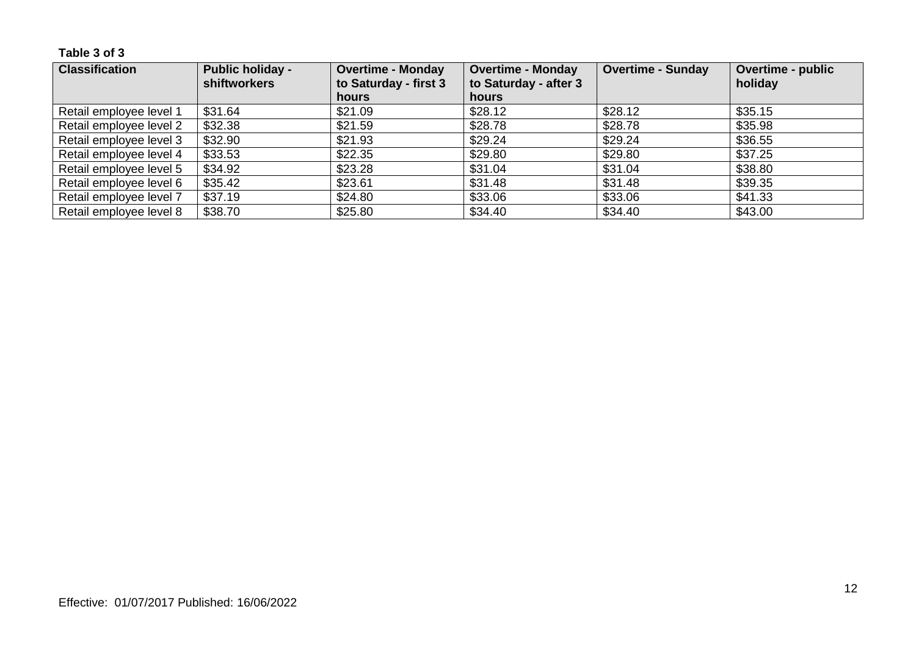**Table 3 of 3**

| Classification | Public holiday - shiftworkers | Overtime - Monday to Saturday - first 3 hours | Overtime - Monday to Saturday - after 3 hours | Overtime - Sunday | Overtime - public holiday |
|---|---|---|---|---|---|
| Retail employee level 1 | $31.64 | $21.09 | $28.12 | $28.12 | $35.15 |
| Retail employee level 2 | $32.38 | $21.59 | $28.78 | $28.78 | $35.98 |
| Retail employee level 3 | $32.90 | $21.93 | $29.24 | $29.24 | $36.55 |
| Retail employee level 4 | $33.53 | $22.35 | $29.80 | $29.80 | $37.25 |
| Retail employee level 5 | $34.92 | $23.28 | $31.04 | $31.04 | $38.80 |
| Retail employee level 6 | $35.42 | $23.61 | $31.48 | $31.48 | $39.35 |
| Retail employee level 7 | $37.19 | $24.80 | $33.06 | $33.06 | $41.33 |
| Retail employee level 8 | $38.70 | $25.80 | $34.40 | $34.40 | $43.00 |

Effective: 01/07/2017 Published: 16/06/2022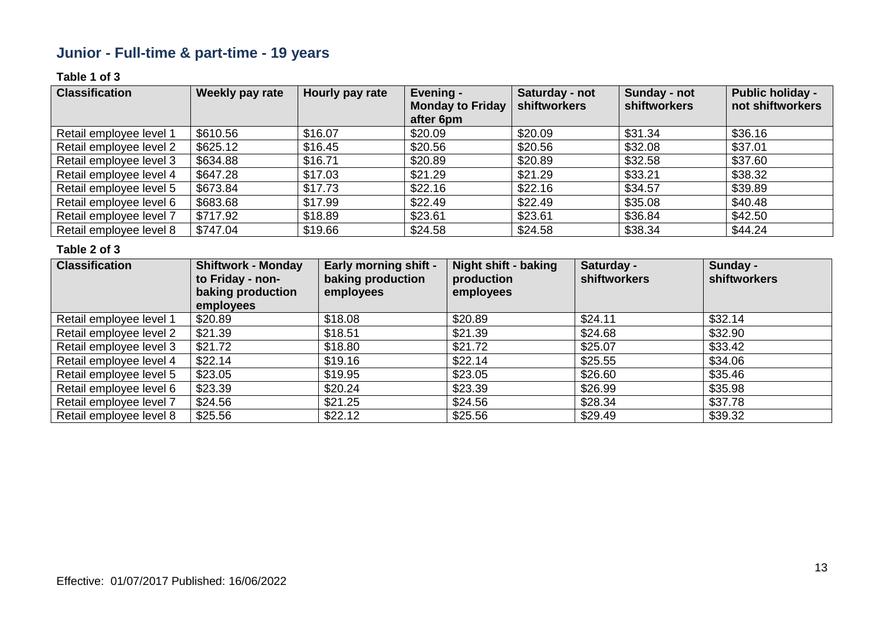## Junior - Full-time & part-time - 19 years

**Table 1 of 3**

| Classification | Weekly pay rate | Hourly pay rate | Evening - Monday to Friday after 6pm | Saturday - not shiftworkers | Sunday - not shiftworkers | Public holiday - not shiftworkers |
|---|---|---|---|---|---|---|
| Retail employee level 1 | $610.56 | $16.07 | $20.09 | $20.09 | $31.34 | $36.16 |
| Retail employee level 2 | $625.12 | $16.45 | $20.56 | $20.56 | $32.08 | $37.01 |
| Retail employee level 3 | $634.88 | $16.71 | $20.89 | $20.89 | $32.58 | $37.60 |
| Retail employee level 4 | $647.28 | $17.03 | $21.29 | $21.29 | $33.21 | $38.32 |
| Retail employee level 5 | $673.84 | $17.73 | $22.16 | $22.16 | $34.57 | $39.89 |
| Retail employee level 6 | $683.68 | $17.99 | $22.49 | $22.49 | $35.08 | $40.48 |
| Retail employee level 7 | $717.92 | $18.89 | $23.61 | $23.61 | $36.84 | $42.50 |
| Retail employee level 8 | $747.04 | $19.66 | $24.58 | $24.58 | $38.34 | $44.24 |

**Table 2 of 3**

| Classification | Shiftwork - Monday to Friday - non-baking production employees | Early morning shift - baking production employees | Night shift - baking production employees | Saturday - shiftworkers | Sunday - shiftworkers |
|---|---|---|---|---|---|
| Retail employee level 1 | $20.89 | $18.08 | $20.89 | $24.11 | $32.14 |
| Retail employee level 2 | $21.39 | $18.51 | $21.39 | $24.68 | $32.90 |
| Retail employee level 3 | $21.72 | $18.80 | $21.72 | $25.07 | $33.42 |
| Retail employee level 4 | $22.14 | $19.16 | $22.14 | $25.55 | $34.06 |
| Retail employee level 5 | $23.05 | $19.95 | $23.05 | $26.60 | $35.46 |
| Retail employee level 6 | $23.39 | $20.24 | $23.39 | $26.99 | $35.98 |
| Retail employee level 7 | $24.56 | $21.25 | $24.56 | $28.34 | $37.78 |
| Retail employee level 8 | $25.56 | $22.12 | $25.56 | $29.49 | $39.32 |

Effective: 01/07/2017 Published: 16/06/2022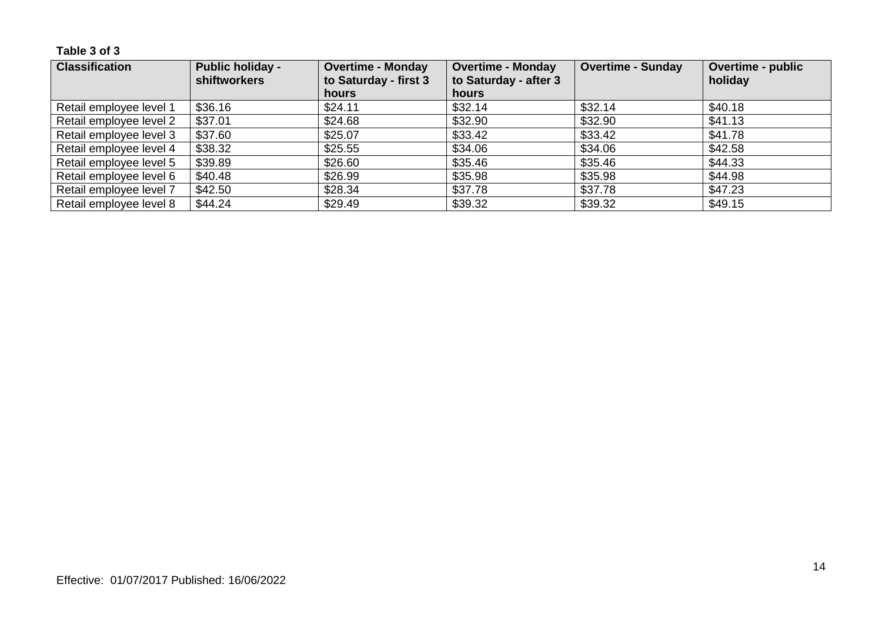**Table 3 of 3**

| Classification | Public holiday - shiftworkers | Overtime - Monday to Saturday - first 3 hours | Overtime - Monday to Saturday - after 3 hours | Overtime - Sunday | Overtime - public holiday |
|---|---|---|---|---|---|
| Retail employee level 1 | $36.16 | $24.11 | $32.14 | $32.14 | $40.18 |
| Retail employee level 2 | $37.01 | $24.68 | $32.90 | $32.90 | $41.13 |
| Retail employee level 3 | $37.60 | $25.07 | $33.42 | $33.42 | $41.78 |
| Retail employee level 4 | $38.32 | $25.55 | $34.06 | $34.06 | $42.58 |
| Retail employee level 5 | $39.89 | $26.60 | $35.46 | $35.46 | $44.33 |
| Retail employee level 6 | $40.48 | $26.99 | $35.98 | $35.98 | $44.98 |
| Retail employee level 7 | $42.50 | $28.34 | $37.78 | $37.78 | $47.23 |
| Retail employee level 8 | $44.24 | $29.49 | $39.32 | $39.32 | $49.15 |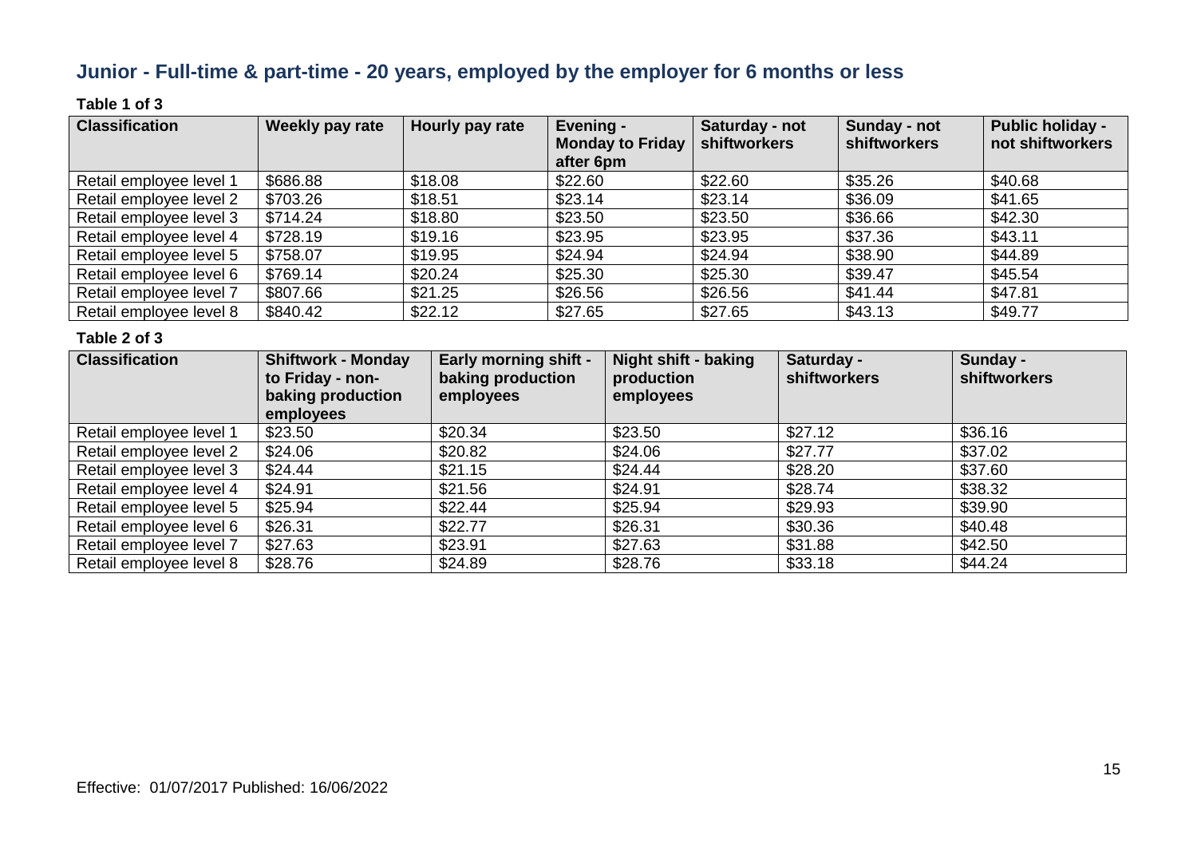## Junior - Full-time & part-time - 20 years, employed by the employer for 6 months or less

**Table 1 of 3**

| Classification | Weekly pay rate | Hourly pay rate | Evening - Monday to Friday after 6pm | Saturday - not shiftworkers | Sunday - not shiftworkers | Public holiday - not shiftworkers |
|---|---|---|---|---|---|---|
| Retail employee level 1 | $686.88 | $18.08 | $22.60 | $22.60 | $35.26 | $40.68 |
| Retail employee level 2 | $703.26 | $18.51 | $23.14 | $23.14 | $36.09 | $41.65 |
| Retail employee level 3 | $714.24 | $18.80 | $23.50 | $23.50 | $36.66 | $42.30 |
| Retail employee level 4 | $728.19 | $19.16 | $23.95 | $23.95 | $37.36 | $43.11 |
| Retail employee level 5 | $758.07 | $19.95 | $24.94 | $24.94 | $38.90 | $44.89 |
| Retail employee level 6 | $769.14 | $20.24 | $25.30 | $25.30 | $39.47 | $45.54 |
| Retail employee level 7 | $807.66 | $21.25 | $26.56 | $26.56 | $41.44 | $47.81 |
| Retail employee level 8 | $840.42 | $22.12 | $27.65 | $27.65 | $43.13 | $49.77 |

**Table 2 of 3**

| Classification | Shiftwork - Monday to Friday - non-baking production employees | Early morning shift - baking production employees | Night shift - baking production employees | Saturday - shiftworkers | Sunday - shiftworkers |
|---|---|---|---|---|---|
| Retail employee level 1 | $23.50 | $20.34 | $23.50 | $27.12 | $36.16 |
| Retail employee level 2 | $24.06 | $20.82 | $24.06 | $27.77 | $37.02 |
| Retail employee level 3 | $24.44 | $21.15 | $24.44 | $28.20 | $37.60 |
| Retail employee level 4 | $24.91 | $21.56 | $24.91 | $28.74 | $38.32 |
| Retail employee level 5 | $25.94 | $22.44 | $25.94 | $29.93 | $39.90 |
| Retail employee level 6 | $26.31 | $22.77 | $26.31 | $30.36 | $40.48 |
| Retail employee level 7 | $27.63 | $23.91 | $27.63 | $31.88 | $42.50 |
| Retail employee level 8 | $28.76 | $24.89 | $28.76 | $33.18 | $44.24 |

Effective: 01/07/2017 Published: 16/06/2022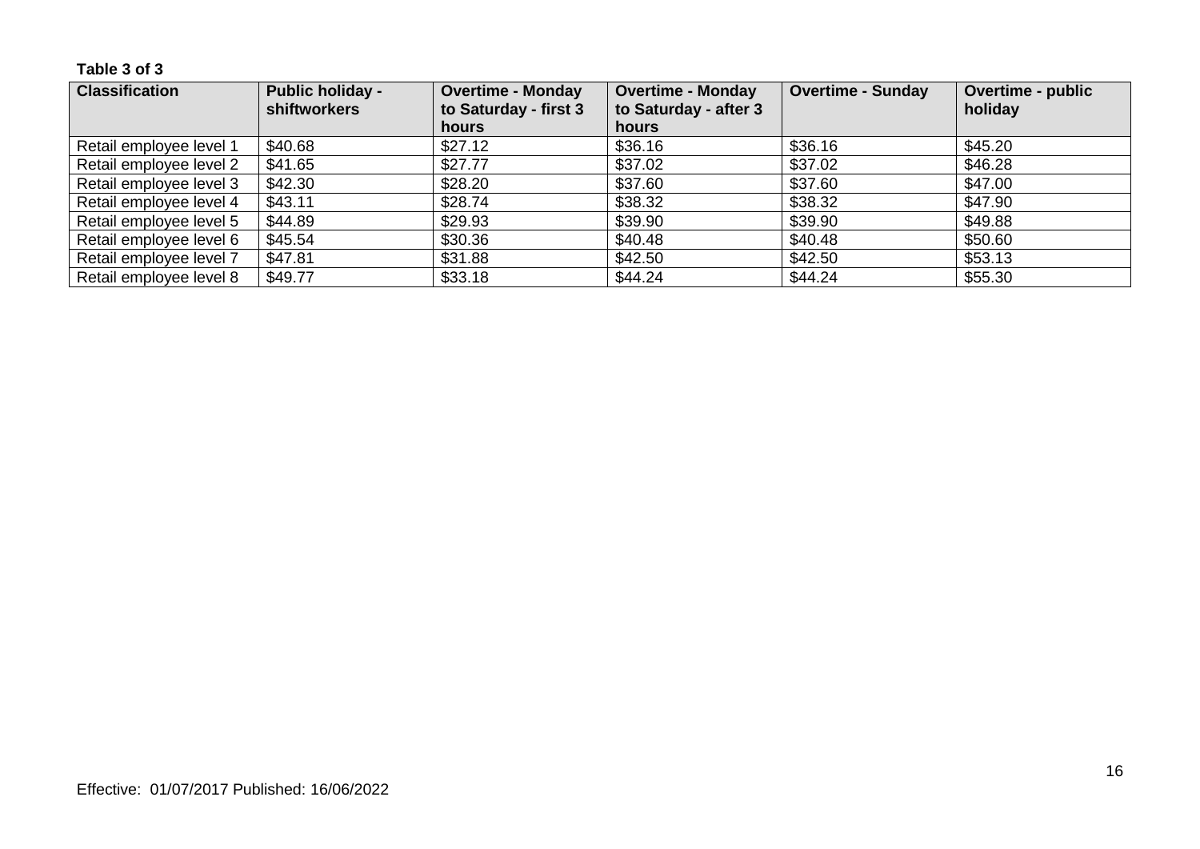**Table 3 of 3**

| Classification | Public holiday - shiftworkers | Overtime - Monday to Saturday - first 3 hours | Overtime - Monday to Saturday - after 3 hours | Overtime - Sunday | Overtime - public holiday |
|---|---|---|---|---|---|
| Retail employee level 1 | $40.68 | $27.12 | $36.16 | $36.16 | $45.20 |
| Retail employee level 2 | $41.65 | $27.77 | $37.02 | $37.02 | $46.28 |
| Retail employee level 3 | $42.30 | $28.20 | $37.60 | $37.60 | $47.00 |
| Retail employee level 4 | $43.11 | $28.74 | $38.32 | $38.32 | $47.90 |
| Retail employee level 5 | $44.89 | $29.93 | $39.90 | $39.90 | $49.88 |
| Retail employee level 6 | $45.54 | $30.36 | $40.48 | $40.48 | $50.60 |
| Retail employee level 7 | $47.81 | $31.88 | $42.50 | $42.50 | $53.13 |
| Retail employee level 8 | $49.77 | $33.18 | $44.24 | $44.24 | $55.30 |

Effective: 01/07/2017 Published: 16/06/2022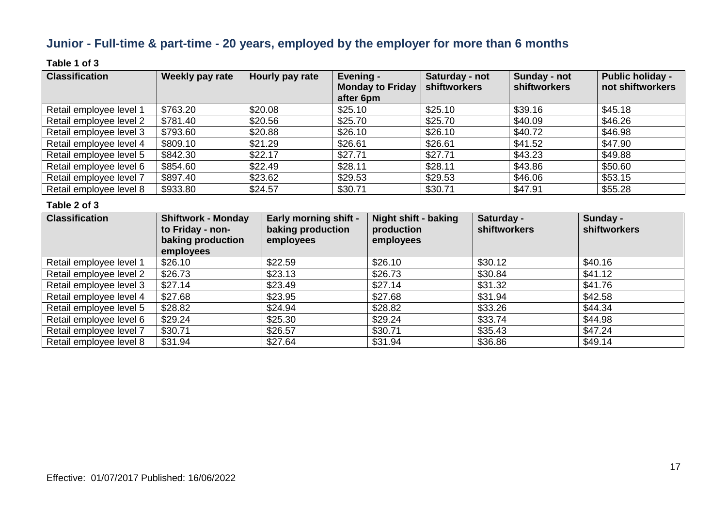## Junior - Full-time & part-time - 20 years, employed by the employer for more than 6 months

**Table 1 of 3**

| Classification | Weekly pay rate | Hourly pay rate | Evening - Monday to Friday after 6pm | Saturday - not shiftworkers | Sunday - not shiftworkers | Public holiday - not shiftworkers |
|---|---|---|---|---|---|---|
| Retail employee level 1 | $763.20 | $20.08 | $25.10 | $25.10 | $39.16 | $45.18 |
| Retail employee level 2 | $781.40 | $20.56 | $25.70 | $25.70 | $40.09 | $46.26 |
| Retail employee level 3 | $793.60 | $20.88 | $26.10 | $26.10 | $40.72 | $46.98 |
| Retail employee level 4 | $809.10 | $21.29 | $26.61 | $26.61 | $41.52 | $47.90 |
| Retail employee level 5 | $842.30 | $22.17 | $27.71 | $27.71 | $43.23 | $49.88 |
| Retail employee level 6 | $854.60 | $22.49 | $28.11 | $28.11 | $43.86 | $50.60 |
| Retail employee level 7 | $897.40 | $23.62 | $29.53 | $29.53 | $46.06 | $53.15 |
| Retail employee level 8 | $933.80 | $24.57 | $30.71 | $30.71 | $47.91 | $55.28 |

**Table 2 of 3**

| Classification | Shiftwork - Monday to Friday - non-baking production employees | Early morning shift - baking production employees | Night shift - baking production employees | Saturday - shiftworkers | Sunday - shiftworkers |
|---|---|---|---|---|---|
| Retail employee level 1 | $26.10 | $22.59 | $26.10 | $30.12 | $40.16 |
| Retail employee level 2 | $26.73 | $23.13 | $26.73 | $30.84 | $41.12 |
| Retail employee level 3 | $27.14 | $23.49 | $27.14 | $31.32 | $41.76 |
| Retail employee level 4 | $27.68 | $23.95 | $27.68 | $31.94 | $42.58 |
| Retail employee level 5 | $28.82 | $24.94 | $28.82 | $33.26 | $44.34 |
| Retail employee level 6 | $29.24 | $25.30 | $29.24 | $33.74 | $44.98 |
| Retail employee level 7 | $30.71 | $26.57 | $30.71 | $35.43 | $47.24 |
| Retail employee level 8 | $31.94 | $27.64 | $31.94 | $36.86 | $49.14 |

Effective: 01/07/2017 Published: 16/06/2022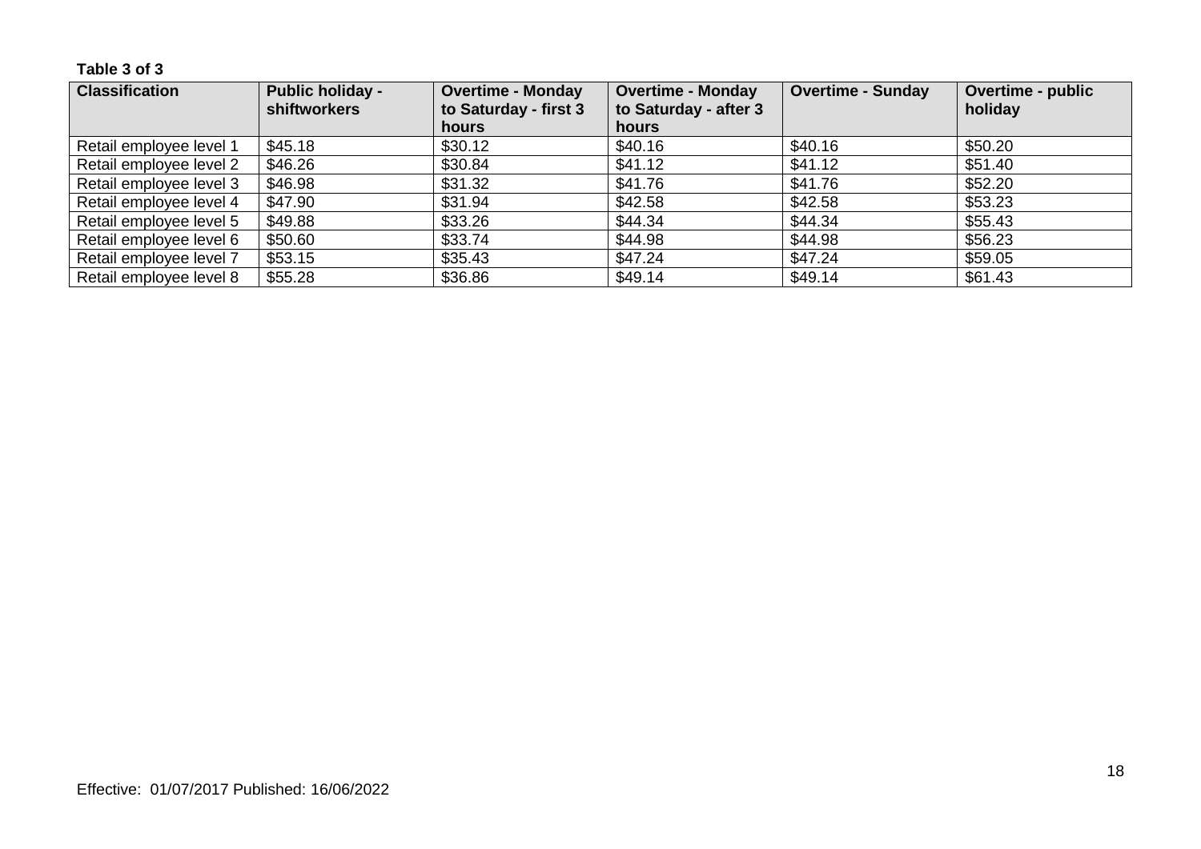**Table 3 of 3**

| Classification | Public holiday - shiftworkers | Overtime - Monday to Saturday - first 3 hours | Overtime - Monday to Saturday - after 3 hours | Overtime - Sunday | Overtime - public holiday |
|---|---|---|---|---|---|
| Retail employee level 1 | $45.18 | $30.12 | $40.16 | $40.16 | $50.20 |
| Retail employee level 2 | $46.26 | $30.84 | $41.12 | $41.12 | $51.40 |
| Retail employee level 3 | $46.98 | $31.32 | $41.76 | $41.76 | $52.20 |
| Retail employee level 4 | $47.90 | $31.94 | $42.58 | $42.58 | $53.23 |
| Retail employee level 5 | $49.88 | $33.26 | $44.34 | $44.34 | $55.43 |
| Retail employee level 6 | $50.60 | $33.74 | $44.98 | $44.98 | $56.23 |
| Retail employee level 7 | $53.15 | $35.43 | $47.24 | $47.24 | $59.05 |
| Retail employee level 8 | $55.28 | $36.86 | $49.14 | $49.14 | $61.43 |

Effective: 01/07/2017 Published: 16/06/2022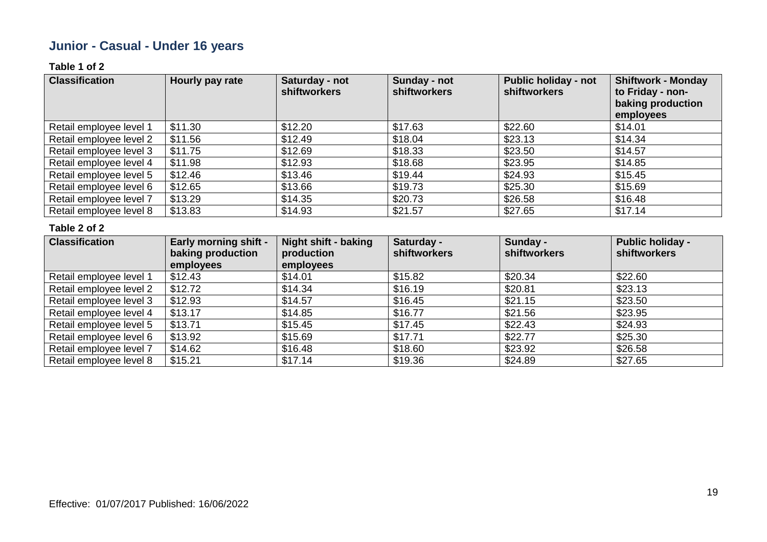## Junior - Casual - Under 16 years

**Table 1 of 2**

| Classification | Hourly pay rate | Saturday - not shiftworkers | Sunday - not shiftworkers | Public holiday - not shiftworkers | Shiftwork - Monday to Friday - non-baking production employees |
|---|---|---|---|---|---|
| Retail employee level 1 | $11.30 | $12.20 | $17.63 | $22.60 | $14.01 |
| Retail employee level 2 | $11.56 | $12.49 | $18.04 | $23.13 | $14.34 |
| Retail employee level 3 | $11.75 | $12.69 | $18.33 | $23.50 | $14.57 |
| Retail employee level 4 | $11.98 | $12.93 | $18.68 | $23.95 | $14.85 |
| Retail employee level 5 | $12.46 | $13.46 | $19.44 | $24.93 | $15.45 |
| Retail employee level 6 | $12.65 | $13.66 | $19.73 | $25.30 | $15.69 |
| Retail employee level 7 | $13.29 | $14.35 | $20.73 | $26.58 | $16.48 |
| Retail employee level 8 | $13.83 | $14.93 | $21.57 | $27.65 | $17.14 |

**Table 2 of 2**

| Classification | Early morning shift - baking production employees | Night shift - baking production employees | Saturday - shiftworkers | Sunday - shiftworkers | Public holiday - shiftworkers |
|---|---|---|---|---|---|
| Retail employee level 1 | $12.43 | $14.01 | $15.82 | $20.34 | $22.60 |
| Retail employee level 2 | $12.72 | $14.34 | $16.19 | $20.81 | $23.13 |
| Retail employee level 3 | $12.93 | $14.57 | $16.45 | $21.15 | $23.50 |
| Retail employee level 4 | $13.17 | $14.85 | $16.77 | $21.56 | $23.95 |
| Retail employee level 5 | $13.71 | $15.45 | $17.45 | $22.43 | $24.93 |
| Retail employee level 6 | $13.92 | $15.69 | $17.71 | $22.77 | $25.30 |
| Retail employee level 7 | $14.62 | $16.48 | $18.60 | $23.92 | $26.58 |
| Retail employee level 8 | $15.21 | $17.14 | $19.36 | $24.89 | $27.65 |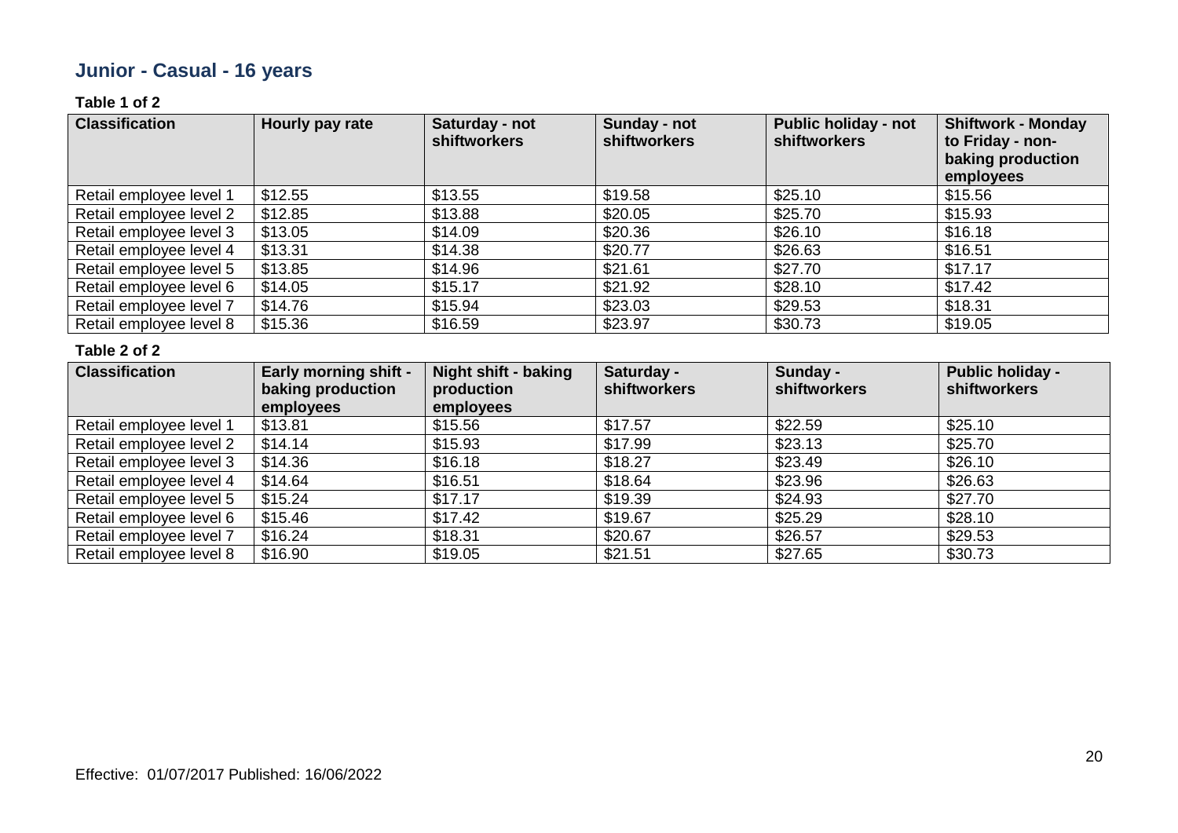## Junior - Casual - 16 years

**Table 1 of 2**

| Classification | Hourly pay rate | Saturday - not shiftworkers | Sunday - not shiftworkers | Public holiday - not shiftworkers | Shiftwork - Monday to Friday - non-baking production employees |
|---|---|---|---|---|---|
| Retail employee level 1 | $12.55 | $13.55 | $19.58 | $25.10 | $15.56 |
| Retail employee level 2 | $12.85 | $13.88 | $20.05 | $25.70 | $15.93 |
| Retail employee level 3 | $13.05 | $14.09 | $20.36 | $26.10 | $16.18 |
| Retail employee level 4 | $13.31 | $14.38 | $20.77 | $26.63 | $16.51 |
| Retail employee level 5 | $13.85 | $14.96 | $21.61 | $27.70 | $17.17 |
| Retail employee level 6 | $14.05 | $15.17 | $21.92 | $28.10 | $17.42 |
| Retail employee level 7 | $14.76 | $15.94 | $23.03 | $29.53 | $18.31 |
| Retail employee level 8 | $15.36 | $16.59 | $23.97 | $30.73 | $19.05 |

**Table 2 of 2**

| Classification | Early morning shift - baking production employees | Night shift - baking production employees | Saturday - shiftworkers | Sunday - shiftworkers | Public holiday - shiftworkers |
|---|---|---|---|---|---|
| Retail employee level 1 | $13.81 | $15.56 | $17.57 | $22.59 | $25.10 |
| Retail employee level 2 | $14.14 | $15.93 | $17.99 | $23.13 | $25.70 |
| Retail employee level 3 | $14.36 | $16.18 | $18.27 | $23.49 | $26.10 |
| Retail employee level 4 | $14.64 | $16.51 | $18.64 | $23.96 | $26.63 |
| Retail employee level 5 | $15.24 | $17.17 | $19.39 | $24.93 | $27.70 |
| Retail employee level 6 | $15.46 | $17.42 | $19.67 | $25.29 | $28.10 |
| Retail employee level 7 | $16.24 | $18.31 | $20.67 | $26.57 | $29.53 |
| Retail employee level 8 | $16.90 | $19.05 | $21.51 | $27.65 | $30.73 |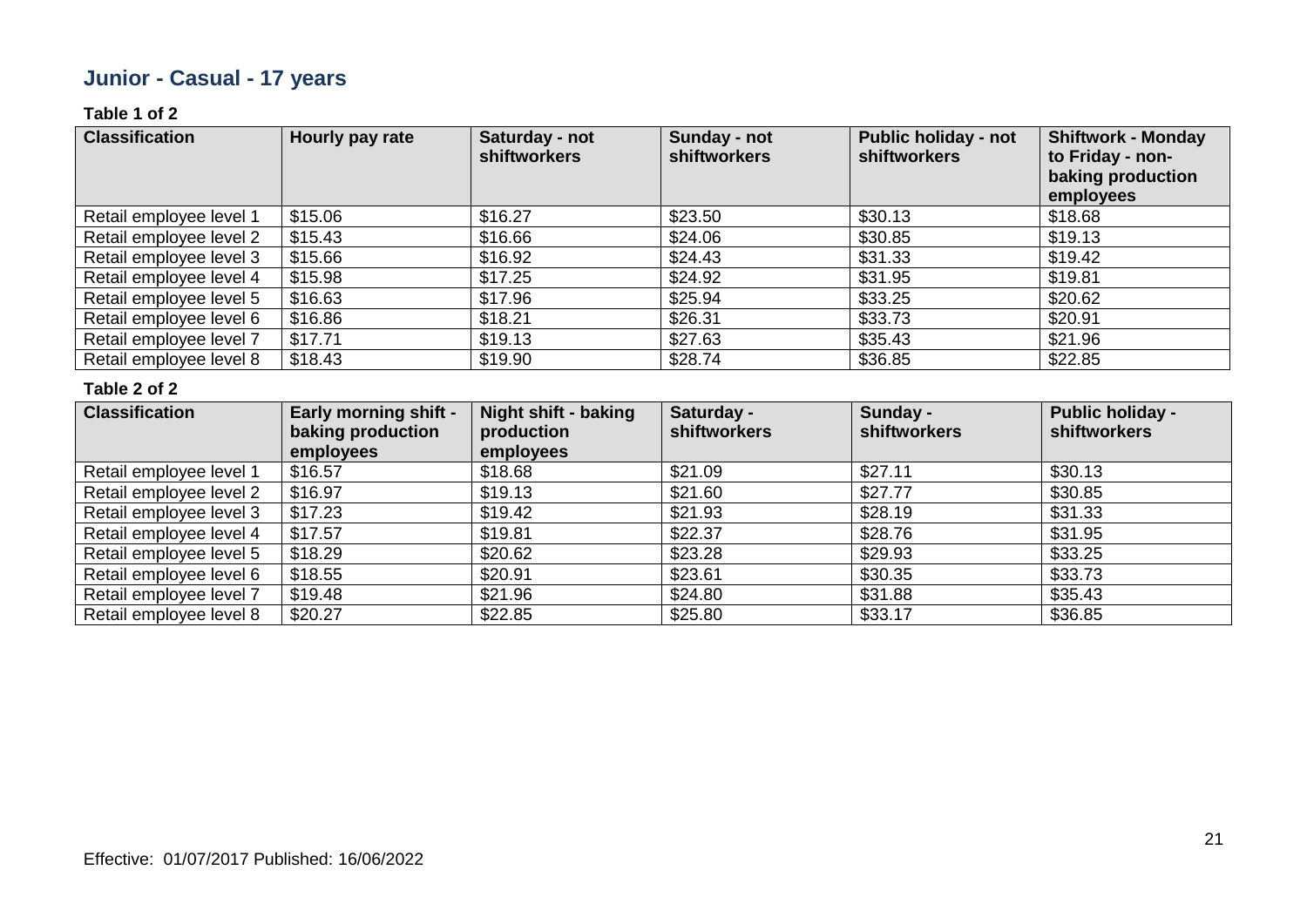## Junior - Casual - 17 years

**Table 1 of 2**

| Classification | Hourly pay rate | Saturday - not shiftworkers | Sunday - not shiftworkers | Public holiday - not shiftworkers | Shiftwork - Monday to Friday - non-baking production employees |
|---|---|---|---|---|---|
| Retail employee level 1 | $15.06 | $16.27 | $23.50 | $30.13 | $18.68 |
| Retail employee level 2 | $15.43 | $16.66 | $24.06 | $30.85 | $19.13 |
| Retail employee level 3 | $15.66 | $16.92 | $24.43 | $31.33 | $19.42 |
| Retail employee level 4 | $15.98 | $17.25 | $24.92 | $31.95 | $19.81 |
| Retail employee level 5 | $16.63 | $17.96 | $25.94 | $33.25 | $20.62 |
| Retail employee level 6 | $16.86 | $18.21 | $26.31 | $33.73 | $20.91 |
| Retail employee level 7 | $17.71 | $19.13 | $27.63 | $35.43 | $21.96 |
| Retail employee level 8 | $18.43 | $19.90 | $28.74 | $36.85 | $22.85 |

**Table 2 of 2**

| Classification | Early morning shift - baking production employees | Night shift - baking production employees | Saturday - shiftworkers | Sunday - shiftworkers | Public holiday - shiftworkers |
|---|---|---|---|---|---|
| Retail employee level 1 | $16.57 | $18.68 | $21.09 | $27.11 | $30.13 |
| Retail employee level 2 | $16.97 | $19.13 | $21.60 | $27.77 | $30.85 |
| Retail employee level 3 | $17.23 | $19.42 | $21.93 | $28.19 | $31.33 |
| Retail employee level 4 | $17.57 | $19.81 | $22.37 | $28.76 | $31.95 |
| Retail employee level 5 | $18.29 | $20.62 | $23.28 | $29.93 | $33.25 |
| Retail employee level 6 | $18.55 | $20.91 | $23.61 | $30.35 | $33.73 |
| Retail employee level 7 | $19.48 | $21.96 | $24.80 | $31.88 | $35.43 |
| Retail employee level 8 | $20.27 | $22.85 | $25.80 | $33.17 | $36.85 |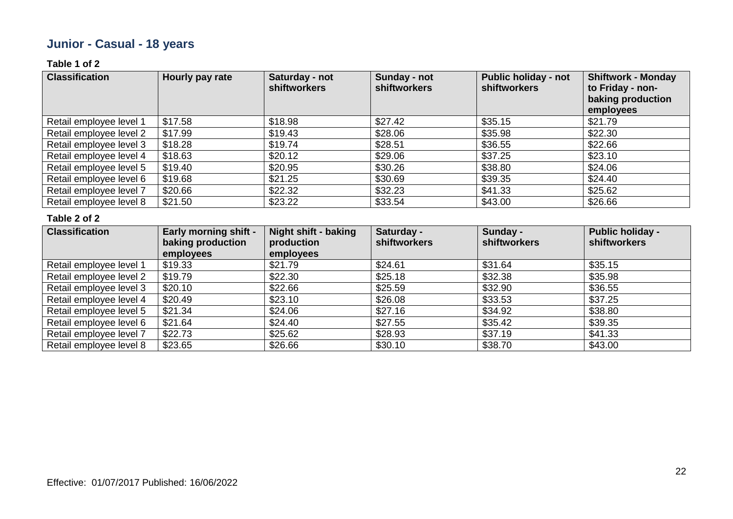## Junior - Casual - 18 years

**Table 1 of 2**

| Classification | Hourly pay rate | Saturday - not shiftworkers | Sunday - not shiftworkers | Public holiday - not shiftworkers | Shiftwork - Monday to Friday - non-baking production employees |
|---|---|---|---|---|---|
| Retail employee level 1 | $17.58 | $18.98 | $27.42 | $35.15 | $21.79 |
| Retail employee level 2 | $17.99 | $19.43 | $28.06 | $35.98 | $22.30 |
| Retail employee level 3 | $18.28 | $19.74 | $28.51 | $36.55 | $22.66 |
| Retail employee level 4 | $18.63 | $20.12 | $29.06 | $37.25 | $23.10 |
| Retail employee level 5 | $19.40 | $20.95 | $30.26 | $38.80 | $24.06 |
| Retail employee level 6 | $19.68 | $21.25 | $30.69 | $39.35 | $24.40 |
| Retail employee level 7 | $20.66 | $22.32 | $32.23 | $41.33 | $25.62 |
| Retail employee level 8 | $21.50 | $23.22 | $33.54 | $43.00 | $26.66 |

**Table 2 of 2**

| Classification | Early morning shift - baking production employees | Night shift - baking production employees | Saturday - shiftworkers | Sunday - shiftworkers | Public holiday - shiftworkers |
|---|---|---|---|---|---|
| Retail employee level 1 | $19.33 | $21.79 | $24.61 | $31.64 | $35.15 |
| Retail employee level 2 | $19.79 | $22.30 | $25.18 | $32.38 | $35.98 |
| Retail employee level 3 | $20.10 | $22.66 | $25.59 | $32.90 | $36.55 |
| Retail employee level 4 | $20.49 | $23.10 | $26.08 | $33.53 | $37.25 |
| Retail employee level 5 | $21.34 | $24.06 | $27.16 | $34.92 | $38.80 |
| Retail employee level 6 | $21.64 | $24.40 | $27.55 | $35.42 | $39.35 |
| Retail employee level 7 | $22.73 | $25.62 | $28.93 | $37.19 | $41.33 |
| Retail employee level 8 | $23.65 | $26.66 | $30.10 | $38.70 | $43.00 |

Effective: 01/07/2017 Published: 16/06/2022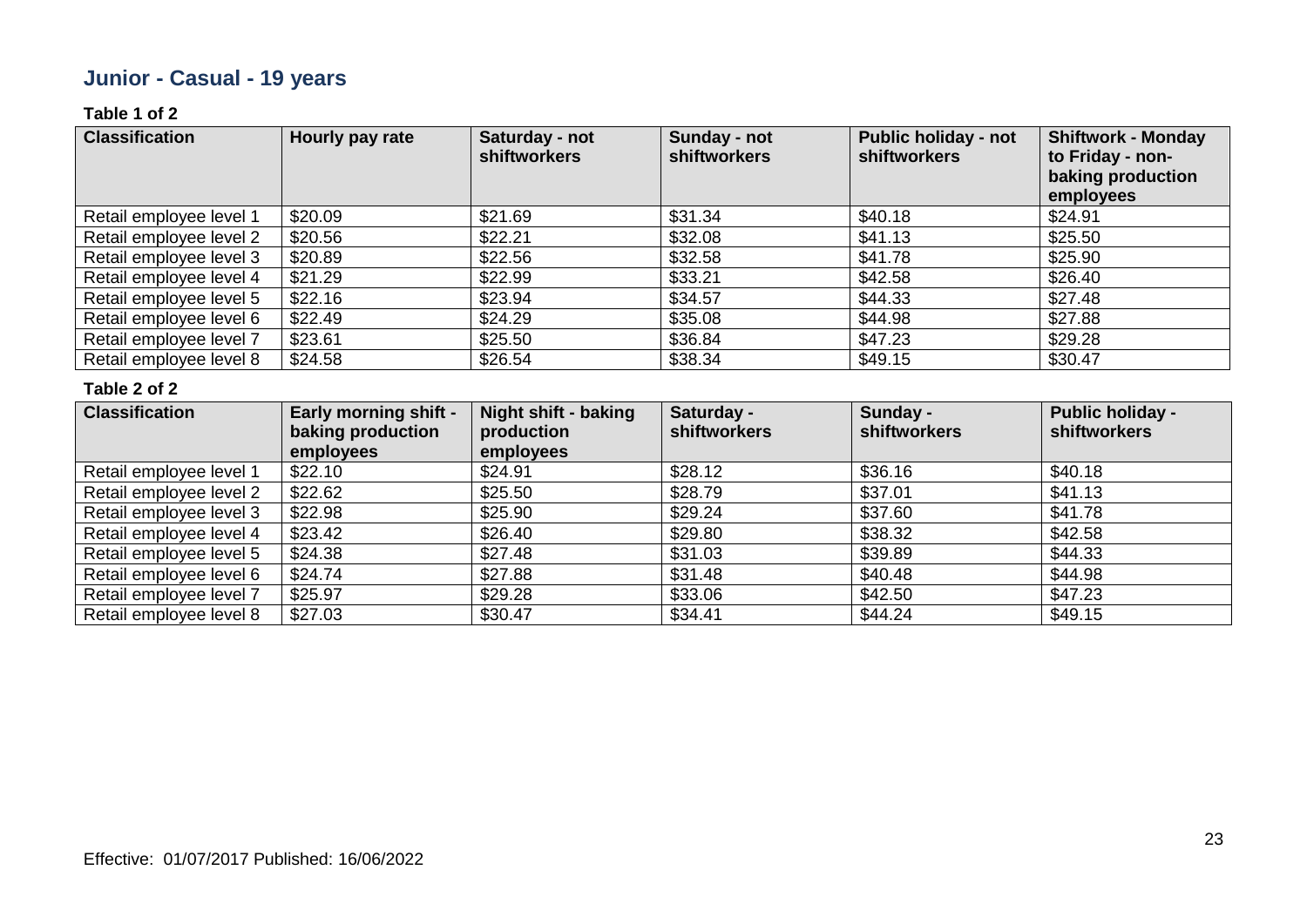## Junior - Casual - 19 years

**Table 1 of 2**

| Classification | Hourly pay rate | Saturday - not shiftworkers | Sunday - not shiftworkers | Public holiday - not shiftworkers | Shiftwork - Monday to Friday - non-baking production employees |
|---|---|---|---|---|---|
| Retail employee level 1 | $20.09 | $21.69 | $31.34 | $40.18 | $24.91 |
| Retail employee level 2 | $20.56 | $22.21 | $32.08 | $41.13 | $25.50 |
| Retail employee level 3 | $20.89 | $22.56 | $32.58 | $41.78 | $25.90 |
| Retail employee level 4 | $21.29 | $22.99 | $33.21 | $42.58 | $26.40 |
| Retail employee level 5 | $22.16 | $23.94 | $34.57 | $44.33 | $27.48 |
| Retail employee level 6 | $22.49 | $24.29 | $35.08 | $44.98 | $27.88 |
| Retail employee level 7 | $23.61 | $25.50 | $36.84 | $47.23 | $29.28 |
| Retail employee level 8 | $24.58 | $26.54 | $38.34 | $49.15 | $30.47 |

**Table 2 of 2**

| Classification | Early morning shift - baking production employees | Night shift - baking production employees | Saturday - shiftworkers | Sunday - shiftworkers | Public holiday - shiftworkers |
|---|---|---|---|---|---|
| Retail employee level 1 | $22.10 | $24.91 | $28.12 | $36.16 | $40.18 |
| Retail employee level 2 | $22.62 | $25.50 | $28.79 | $37.01 | $41.13 |
| Retail employee level 3 | $22.98 | $25.90 | $29.24 | $37.60 | $41.78 |
| Retail employee level 4 | $23.42 | $26.40 | $29.80 | $38.32 | $42.58 |
| Retail employee level 5 | $24.38 | $27.48 | $31.03 | $39.89 | $44.33 |
| Retail employee level 6 | $24.74 | $27.88 | $31.48 | $40.48 | $44.98 |
| Retail employee level 7 | $25.97 | $29.28 | $33.06 | $42.50 | $47.23 |
| Retail employee level 8 | $27.03 | $30.47 | $34.41 | $44.24 | $49.15 |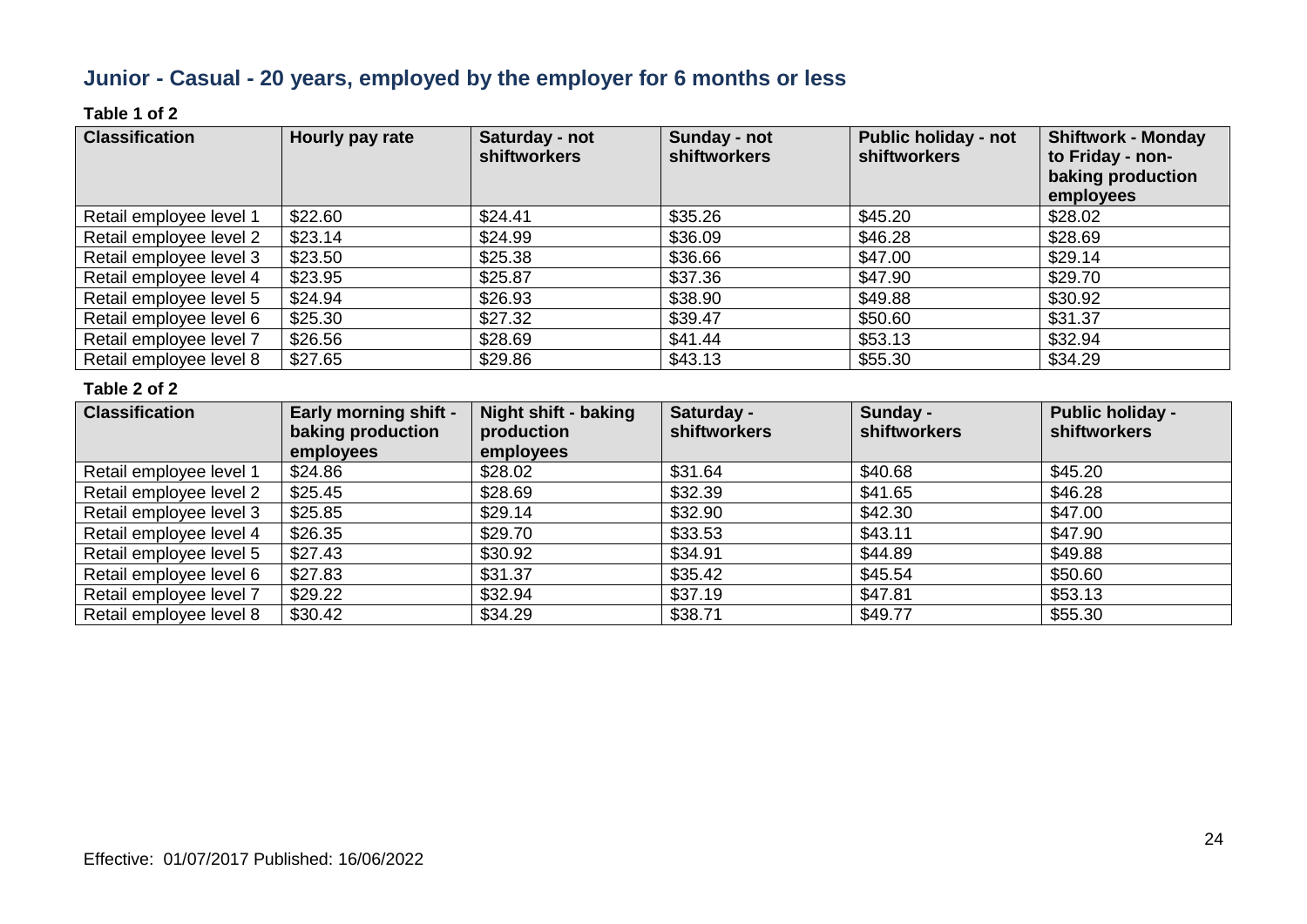## Junior - Casual - 20 years, employed by the employer for 6 months or less

**Table 1 of 2**

| Classification | Hourly pay rate | Saturday - not shiftworkers | Sunday - not shiftworkers | Public holiday - not shiftworkers | Shiftwork - Monday to Friday - non-baking production employees |
|---|---|---|---|---|---|
| Retail employee level 1 | $22.60 | $24.41 | $35.26 | $45.20 | $28.02 |
| Retail employee level 2 | $23.14 | $24.99 | $36.09 | $46.28 | $28.69 |
| Retail employee level 3 | $23.50 | $25.38 | $36.66 | $47.00 | $29.14 |
| Retail employee level 4 | $23.95 | $25.87 | $37.36 | $47.90 | $29.70 |
| Retail employee level 5 | $24.94 | $26.93 | $38.90 | $49.88 | $30.92 |
| Retail employee level 6 | $25.30 | $27.32 | $39.47 | $50.60 | $31.37 |
| Retail employee level 7 | $26.56 | $28.69 | $41.44 | $53.13 | $32.94 |
| Retail employee level 8 | $27.65 | $29.86 | $43.13 | $55.30 | $34.29 |

**Table 2 of 2**

| Classification | Early morning shift - baking production employees | Night shift - baking production employees | Saturday - shiftworkers | Sunday - shiftworkers | Public holiday - shiftworkers |
|---|---|---|---|---|---|
| Retail employee level 1 | $24.86 | $28.02 | $31.64 | $40.68 | $45.20 |
| Retail employee level 2 | $25.45 | $28.69 | $32.39 | $41.65 | $46.28 |
| Retail employee level 3 | $25.85 | $29.14 | $32.90 | $42.30 | $47.00 |
| Retail employee level 4 | $26.35 | $29.70 | $33.53 | $43.11 | $47.90 |
| Retail employee level 5 | $27.43 | $30.92 | $34.91 | $44.89 | $49.88 |
| Retail employee level 6 | $27.83 | $31.37 | $35.42 | $45.54 | $50.60 |
| Retail employee level 7 | $29.22 | $32.94 | $37.19 | $47.81 | $53.13 |
| Retail employee level 8 | $30.42 | $34.29 | $38.71 | $49.77 | $55.30 |

Effective: 01/07/2017 Published: 16/06/2022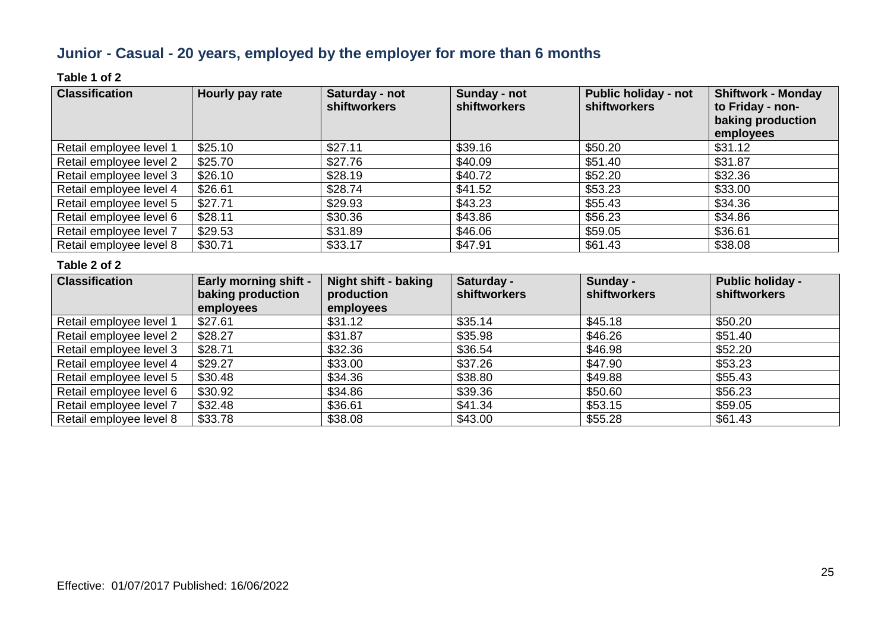## Junior - Casual - 20 years, employed by the employer for more than 6 months

**Table 1 of 2**

| Classification | Hourly pay rate | Saturday - not shiftworkers | Sunday - not shiftworkers | Public holiday - not shiftworkers | Shiftwork - Monday to Friday - non-baking production employees |
|---|---|---|---|---|---|
| Retail employee level 1 | $25.10 | $27.11 | $39.16 | $50.20 | $31.12 |
| Retail employee level 2 | $25.70 | $27.76 | $40.09 | $51.40 | $31.87 |
| Retail employee level 3 | $26.10 | $28.19 | $40.72 | $52.20 | $32.36 |
| Retail employee level 4 | $26.61 | $28.74 | $41.52 | $53.23 | $33.00 |
| Retail employee level 5 | $27.71 | $29.93 | $43.23 | $55.43 | $34.36 |
| Retail employee level 6 | $28.11 | $30.36 | $43.86 | $56.23 | $34.86 |
| Retail employee level 7 | $29.53 | $31.89 | $46.06 | $59.05 | $36.61 |
| Retail employee level 8 | $30.71 | $33.17 | $47.91 | $61.43 | $38.08 |

**Table 2 of 2**

| Classification | Early morning shift - baking production employees | Night shift - baking production employees | Saturday - shiftworkers | Sunday - shiftworkers | Public holiday - shiftworkers |
|---|---|---|---|---|---|
| Retail employee level 1 | $27.61 | $31.12 | $35.14 | $45.18 | $50.20 |
| Retail employee level 2 | $28.27 | $31.87 | $35.98 | $46.26 | $51.40 |
| Retail employee level 3 | $28.71 | $32.36 | $36.54 | $46.98 | $52.20 |
| Retail employee level 4 | $29.27 | $33.00 | $37.26 | $47.90 | $53.23 |
| Retail employee level 5 | $30.48 | $34.36 | $38.80 | $49.88 | $55.43 |
| Retail employee level 6 | $30.92 | $34.86 | $39.36 | $50.60 | $56.23 |
| Retail employee level 7 | $32.48 | $36.61 | $41.34 | $53.15 | $59.05 |
| Retail employee level 8 | $33.78 | $38.08 | $43.00 | $55.28 | $61.43 |

Effective: 01/07/2017 Published: 16/06/2022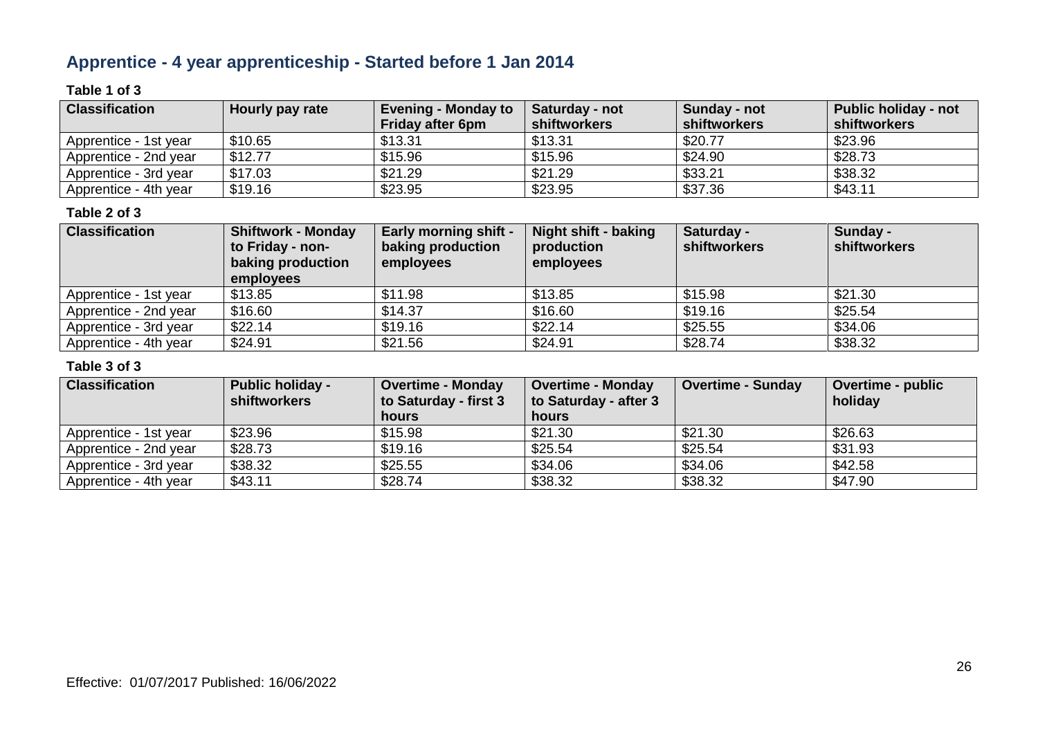## Apprentice - 4 year apprenticeship - Started before 1 Jan 2014

**Table 1 of 3**

| Classification | Hourly pay rate | Evening - Monday to Friday after 6pm | Saturday - not shiftworkers | Sunday - not shiftworkers | Public holiday - not shiftworkers |
|---|---|---|---|---|---|
| Apprentice - 1st year | $10.65 | $13.31 | $13.31 | $20.77 | $23.96 |
| Apprentice - 2nd year | $12.77 | $15.96 | $15.96 | $24.90 | $28.73 |
| Apprentice - 3rd year | $17.03 | $21.29 | $21.29 | $33.21 | $38.32 |
| Apprentice - 4th year | $19.16 | $23.95 | $23.95 | $37.36 | $43.11 |

**Table 2 of 3**

| Classification | Shiftwork - Monday to Friday - non-baking production employees | Early morning shift - baking production employees | Night shift - baking production employees | Saturday - shiftworkers | Sunday - shiftworkers |
|---|---|---|---|---|---|
| Apprentice - 1st year | $13.85 | $11.98 | $13.85 | $15.98 | $21.30 |
| Apprentice - 2nd year | $16.60 | $14.37 | $16.60 | $19.16 | $25.54 |
| Apprentice - 3rd year | $22.14 | $19.16 | $22.14 | $25.55 | $34.06 |
| Apprentice - 4th year | $24.91 | $21.56 | $24.91 | $28.74 | $38.32 |

**Table 3 of 3**

| Classification | Public holiday - shiftworkers | Overtime - Monday to Saturday - first 3 hours | Overtime - Monday to Saturday - after 3 hours | Overtime - Sunday | Overtime - public holiday |
|---|---|---|---|---|---|
| Apprentice - 1st year | $23.96 | $15.98 | $21.30 | $21.30 | $26.63 |
| Apprentice - 2nd year | $28.73 | $19.16 | $25.54 | $25.54 | $31.93 |
| Apprentice - 3rd year | $38.32 | $25.55 | $34.06 | $34.06 | $42.58 |
| Apprentice - 4th year | $43.11 | $28.74 | $38.32 | $38.32 | $47.90 |

Effective: 01/07/2017 Published: 16/06/2022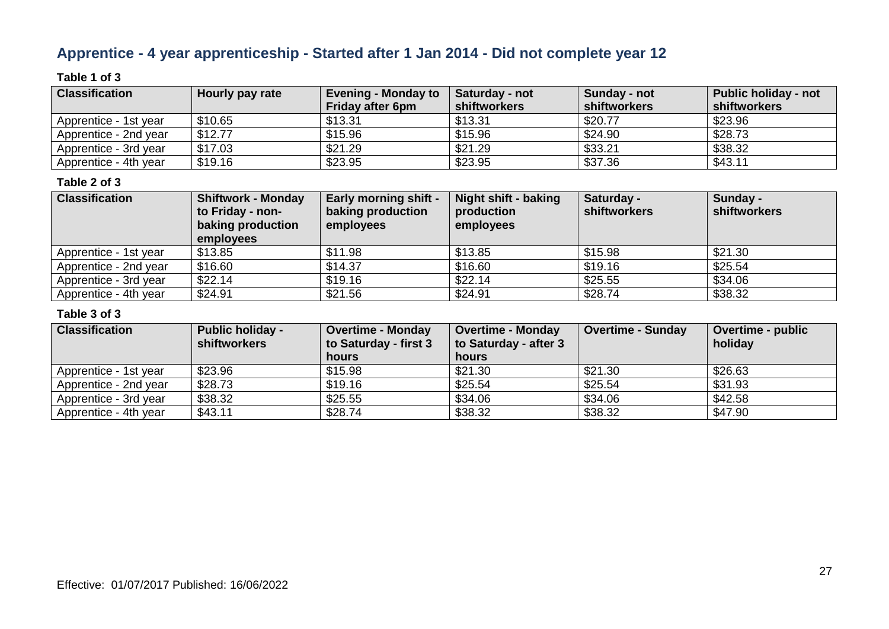## Apprentice - 4 year apprenticeship - Started after 1 Jan 2014 - Did not complete year 12

**Table 1 of 3**

| Classification | Hourly pay rate | Evening - Monday to Friday after 6pm | Saturday - not shiftworkers | Sunday - not shiftworkers | Public holiday - not shiftworkers |
|---|---|---|---|---|---|
| Apprentice - 1st year | $10.65 | $13.31 | $13.31 | $20.77 | $23.96 |
| Apprentice - 2nd year | $12.77 | $15.96 | $15.96 | $24.90 | $28.73 |
| Apprentice - 3rd year | $17.03 | $21.29 | $21.29 | $33.21 | $38.32 |
| Apprentice - 4th year | $19.16 | $23.95 | $23.95 | $37.36 | $43.11 |

**Table 2 of 3**

| Classification | Shiftwork - Monday to Friday - non-baking production employees | Early morning shift - baking production employees | Night shift - baking production employees | Saturday - shiftworkers | Sunday - shiftworkers |
|---|---|---|---|---|---|
| Apprentice - 1st year | $13.85 | $11.98 | $13.85 | $15.98 | $21.30 |
| Apprentice - 2nd year | $16.60 | $14.37 | $16.60 | $19.16 | $25.54 |
| Apprentice - 3rd year | $22.14 | $19.16 | $22.14 | $25.55 | $34.06 |
| Apprentice - 4th year | $24.91 | $21.56 | $24.91 | $28.74 | $38.32 |

**Table 3 of 3**

| Classification | Public holiday - shiftworkers | Overtime - Monday to Saturday - first 3 hours | Overtime - Monday to Saturday - after 3 hours | Overtime - Sunday | Overtime - public holiday |
|---|---|---|---|---|---|
| Apprentice - 1st year | $23.96 | $15.98 | $21.30 | $21.30 | $26.63 |
| Apprentice - 2nd year | $28.73 | $19.16 | $25.54 | $25.54 | $31.93 |
| Apprentice - 3rd year | $38.32 | $25.55 | $34.06 | $34.06 | $42.58 |
| Apprentice - 4th year | $43.11 | $28.74 | $38.32 | $38.32 | $47.90 |

Effective: 01/07/2017 Published: 16/06/2022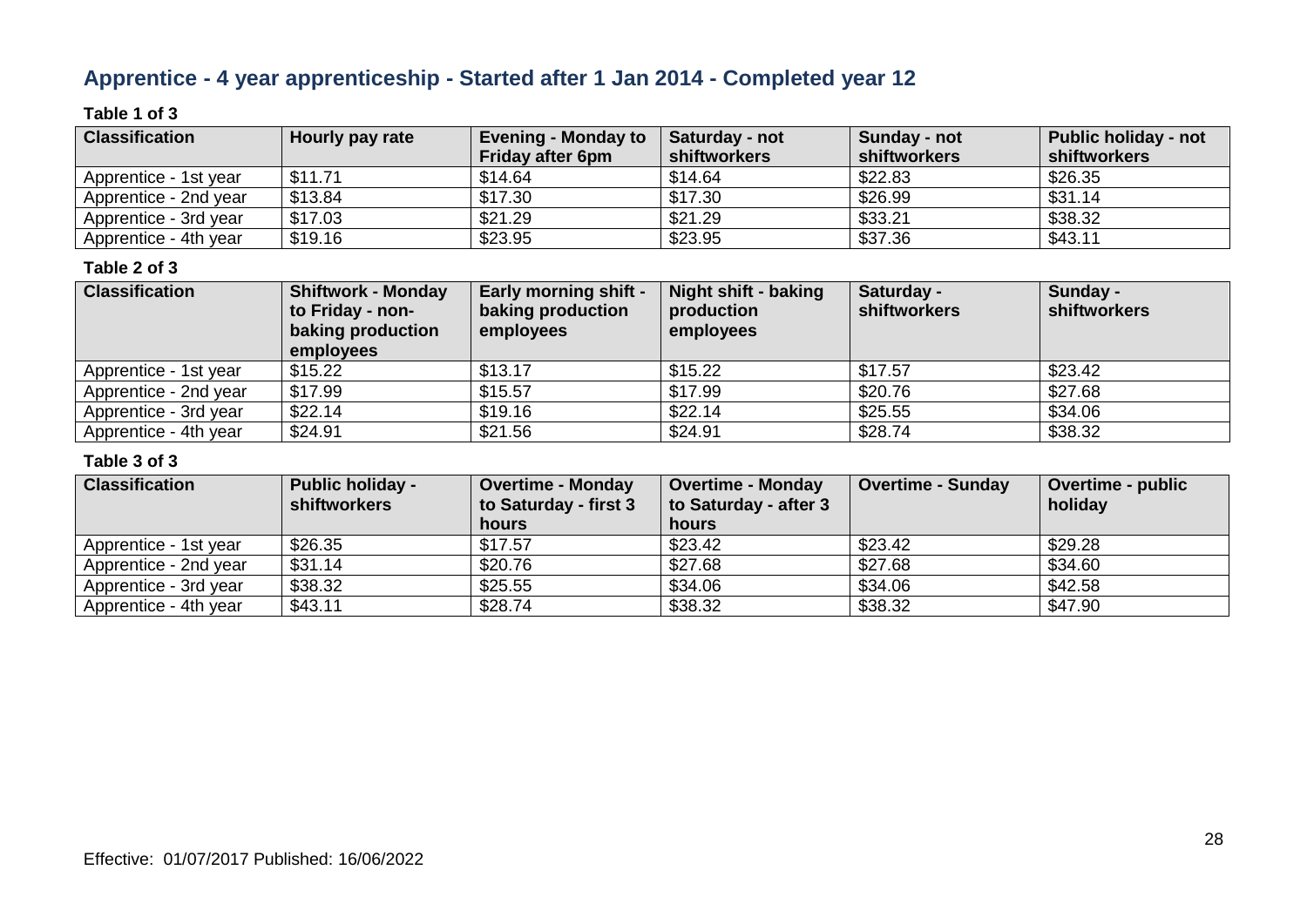## Apprentice - 4 year apprenticeship - Started after 1 Jan 2014 - Completed year 12

**Table 1 of 3**

| Classification | Hourly pay rate | Evening - Monday to Friday after 6pm | Saturday - not shiftworkers | Sunday - not shiftworkers | Public holiday - not shiftworkers |
|---|---|---|---|---|---|
| Apprentice - 1st year | $11.71 | $14.64 | $14.64 | $22.83 | $26.35 |
| Apprentice - 2nd year | $13.84 | $17.30 | $17.30 | $26.99 | $31.14 |
| Apprentice - 3rd year | $17.03 | $21.29 | $21.29 | $33.21 | $38.32 |
| Apprentice - 4th year | $19.16 | $23.95 | $23.95 | $37.36 | $43.11 |

**Table 2 of 3**

| Classification | Shiftwork - Monday to Friday - non-baking production employees | Early morning shift - baking production employees | Night shift - baking production employees | Saturday - shiftworkers | Sunday - shiftworkers |
|---|---|---|---|---|---|
| Apprentice - 1st year | $15.22 | $13.17 | $15.22 | $17.57 | $23.42 |
| Apprentice - 2nd year | $17.99 | $15.57 | $17.99 | $20.76 | $27.68 |
| Apprentice - 3rd year | $22.14 | $19.16 | $22.14 | $25.55 | $34.06 |
| Apprentice - 4th year | $24.91 | $21.56 | $24.91 | $28.74 | $38.32 |

**Table 3 of 3**

| Classification | Public holiday - shiftworkers | Overtime - Monday to Saturday - first 3 hours | Overtime - Monday to Saturday - after 3 hours | Overtime - Sunday | Overtime - public holiday |
|---|---|---|---|---|---|
| Apprentice - 1st year | $26.35 | $17.57 | $23.42 | $23.42 | $29.28 |
| Apprentice - 2nd year | $31.14 | $20.76 | $27.68 | $27.68 | $34.60 |
| Apprentice - 3rd year | $38.32 | $25.55 | $34.06 | $34.06 | $42.58 |
| Apprentice - 4th year | $43.11 | $28.74 | $38.32 | $38.32 | $47.90 |

Effective: 01/07/2017 Published: 16/06/2022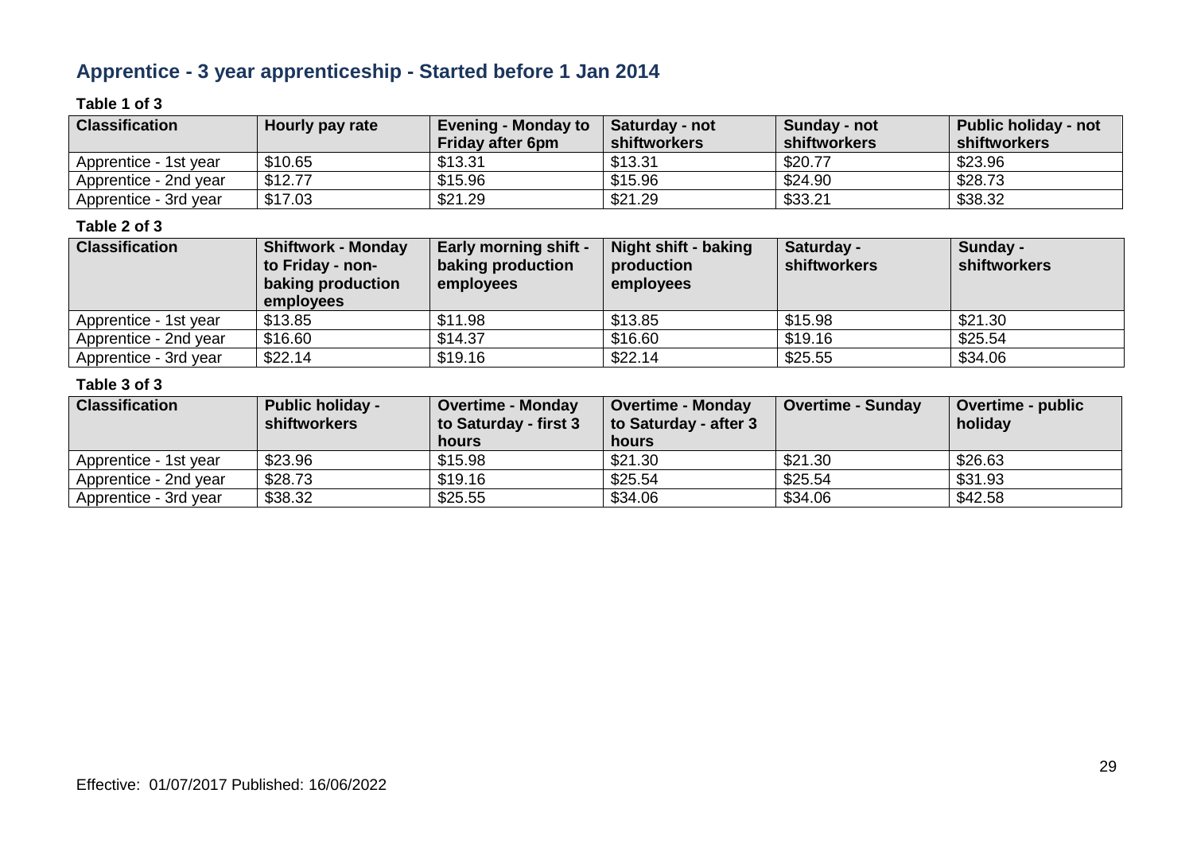## Apprentice - 3 year apprenticeship - Started before 1 Jan 2014

**Table 1 of 3**

| Classification | Hourly pay rate | Evening - Monday to Friday after 6pm | Saturday - not shiftworkers | Sunday - not shiftworkers | Public holiday - not shiftworkers |
|---|---|---|---|---|---|
| Apprentice - 1st year | $10.65 | $13.31 | $13.31 | $20.77 | $23.96 |
| Apprentice - 2nd year | $12.77 | $15.96 | $15.96 | $24.90 | $28.73 |
| Apprentice - 3rd year | $17.03 | $21.29 | $21.29 | $33.21 | $38.32 |

**Table 2 of 3**

| Classification | Shiftwork - Monday to Friday - non-baking production employees | Early morning shift - baking production employees | Night shift - baking production employees | Saturday - shiftworkers | Sunday - shiftworkers |
|---|---|---|---|---|---|
| Apprentice - 1st year | $13.85 | $11.98 | $13.85 | $15.98 | $21.30 |
| Apprentice - 2nd year | $16.60 | $14.37 | $16.60 | $19.16 | $25.54 |
| Apprentice - 3rd year | $22.14 | $19.16 | $22.14 | $25.55 | $34.06 |

**Table 3 of 3**

| Classification | Public holiday - shiftworkers | Overtime - Monday to Saturday - first 3 hours | Overtime - Monday to Saturday - after 3 hours | Overtime - Sunday | Overtime - public holiday |
|---|---|---|---|---|---|
| Apprentice - 1st year | $23.96 | $15.98 | $21.30 | $21.30 | $26.63 |
| Apprentice - 2nd year | $28.73 | $19.16 | $25.54 | $25.54 | $31.93 |
| Apprentice - 3rd year | $38.32 | $25.55 | $34.06 | $34.06 | $42.58 |

Effective: 01/07/2017 Published: 16/06/2022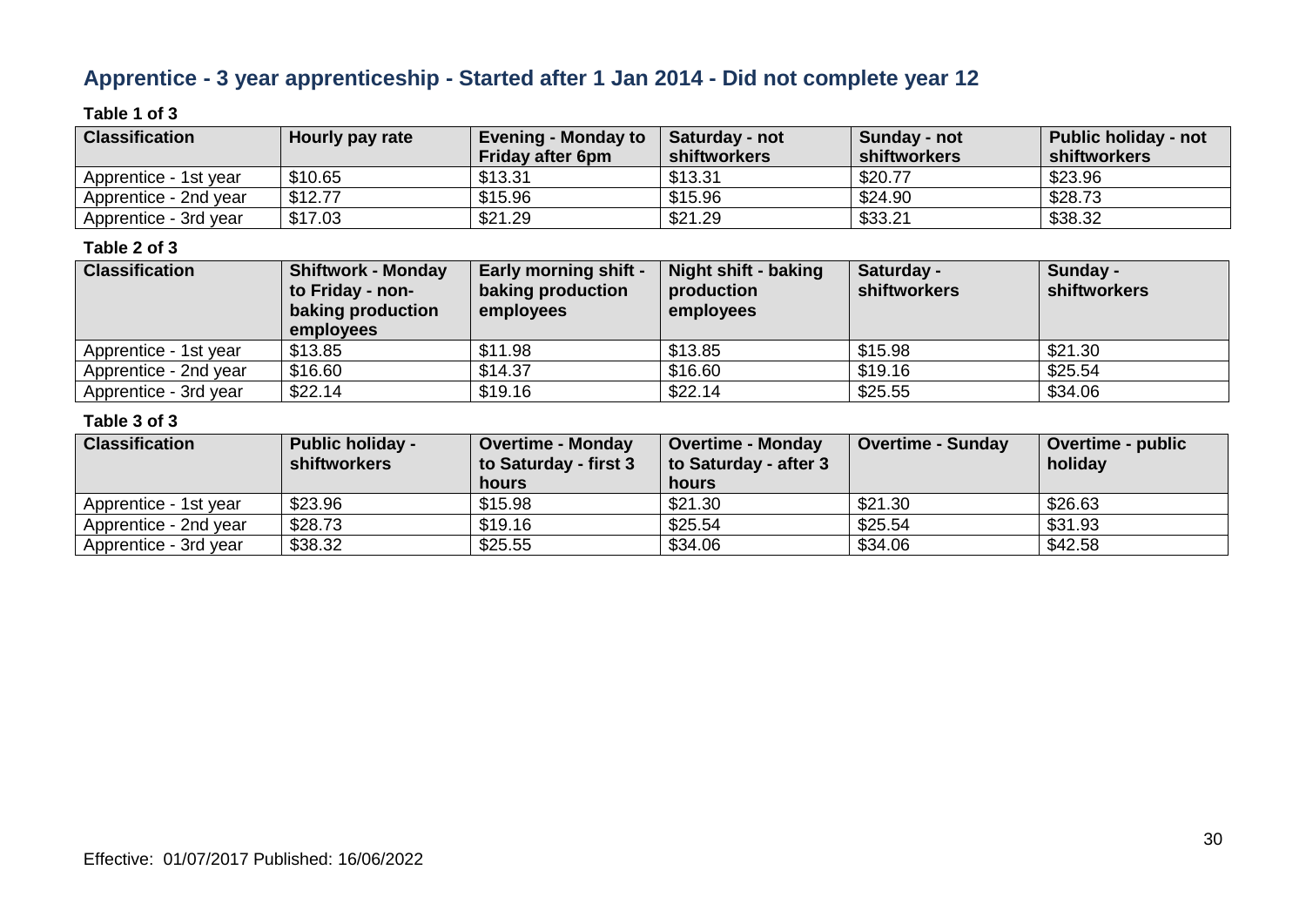## Apprentice - 3 year apprenticeship - Started after 1 Jan 2014 - Did not complete year 12

**Table 1 of 3**

| Classification | Hourly pay rate | Evening - Monday to Friday after 6pm | Saturday - not shiftworkers | Sunday - not shiftworkers | Public holiday - not shiftworkers |
|---|---|---|---|---|---|
| Apprentice - 1st year | $10.65 | $13.31 | $13.31 | $20.77 | $23.96 |
| Apprentice - 2nd year | $12.77 | $15.96 | $15.96 | $24.90 | $28.73 |
| Apprentice - 3rd year | $17.03 | $21.29 | $21.29 | $33.21 | $38.32 |

**Table 2 of 3**

| Classification | Shiftwork - Monday to Friday - non-baking production employees | Early morning shift - baking production employees | Night shift - baking production employees | Saturday - shiftworkers | Sunday - shiftworkers |
|---|---|---|---|---|---|
| Apprentice - 1st year | $13.85 | $11.98 | $13.85 | $15.98 | $21.30 |
| Apprentice - 2nd year | $16.60 | $14.37 | $16.60 | $19.16 | $25.54 |
| Apprentice - 3rd year | $22.14 | $19.16 | $22.14 | $25.55 | $34.06 |

**Table 3 of 3**

| Classification | Public holiday - shiftworkers | Overtime - Monday to Saturday - first 3 hours | Overtime - Monday to Saturday - after 3 hours | Overtime - Sunday | Overtime - public holiday |
|---|---|---|---|---|---|
| Apprentice - 1st year | $23.96 | $15.98 | $21.30 | $21.30 | $26.63 |
| Apprentice - 2nd year | $28.73 | $19.16 | $25.54 | $25.54 | $31.93 |
| Apprentice - 3rd year | $38.32 | $25.55 | $34.06 | $34.06 | $42.58 |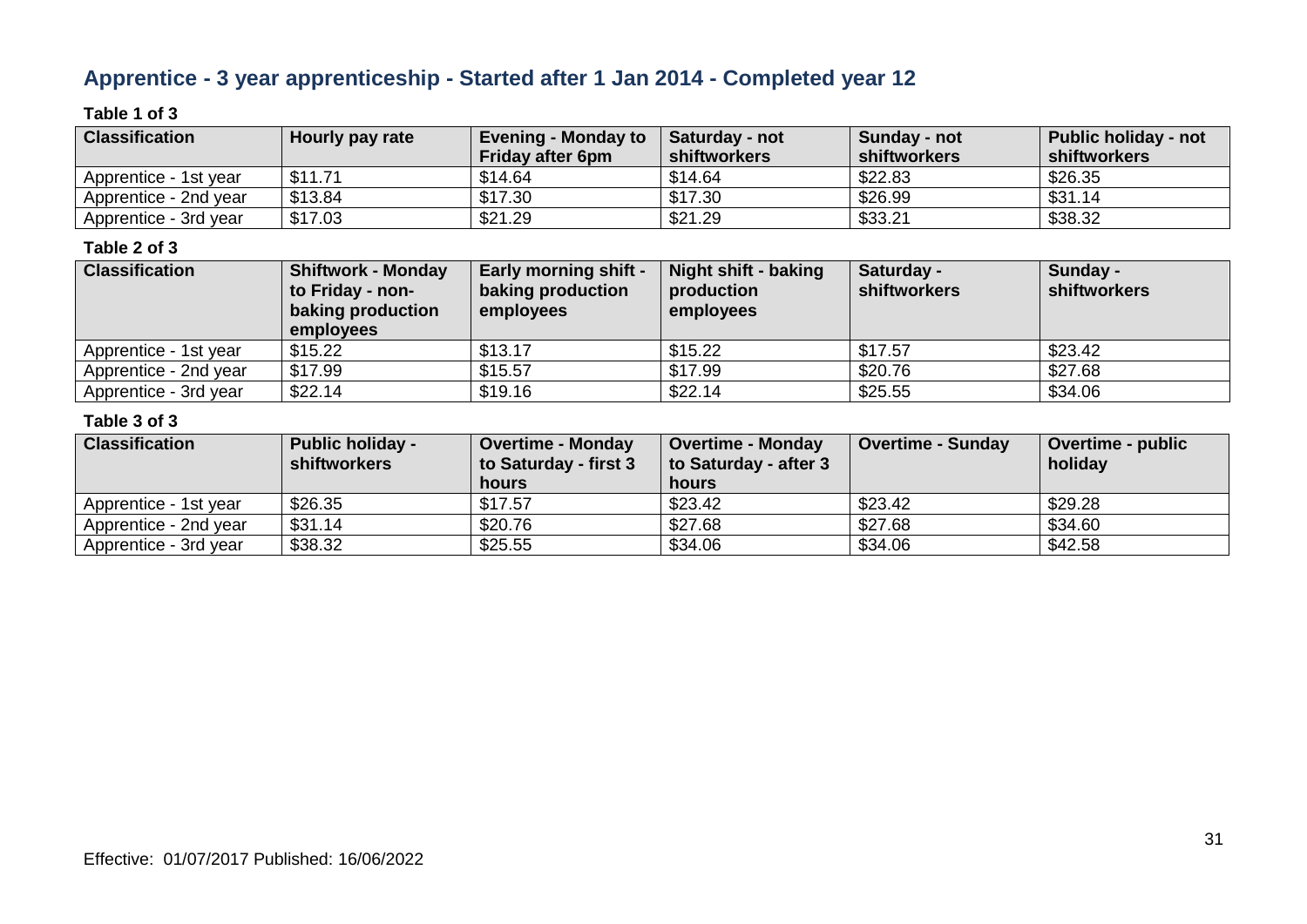## Apprentice - 3 year apprenticeship - Started after 1 Jan 2014 - Completed year 12

**Table 1 of 3**

| Classification | Hourly pay rate | Evening - Monday to Friday after 6pm | Saturday - not shiftworkers | Sunday - not shiftworkers | Public holiday - not shiftworkers |
|---|---|---|---|---|---|
| Apprentice - 1st year | $11.71 | $14.64 | $14.64 | $22.83 | $26.35 |
| Apprentice - 2nd year | $13.84 | $17.30 | $17.30 | $26.99 | $31.14 |
| Apprentice - 3rd year | $17.03 | $21.29 | $21.29 | $33.21 | $38.32 |

**Table 2 of 3**

| Classification | Shiftwork - Monday to Friday - non-baking production employees | Early morning shift - baking production employees | Night shift - baking production employees | Saturday - shiftworkers | Sunday - shiftworkers |
|---|---|---|---|---|---|
| Apprentice - 1st year | $15.22 | $13.17 | $15.22 | $17.57 | $23.42 |
| Apprentice - 2nd year | $17.99 | $15.57 | $17.99 | $20.76 | $27.68 |
| Apprentice - 3rd year | $22.14 | $19.16 | $22.14 | $25.55 | $34.06 |

**Table 3 of 3**

| Classification | Public holiday - shiftworkers | Overtime - Monday to Saturday - first 3 hours | Overtime - Monday to Saturday - after 3 hours | Overtime - Sunday | Overtime - public holiday |
|---|---|---|---|---|---|
| Apprentice - 1st year | $26.35 | $17.57 | $23.42 | $23.42 | $29.28 |
| Apprentice - 2nd year | $31.14 | $20.76 | $27.68 | $27.68 | $34.60 |
| Apprentice - 3rd year | $38.32 | $25.55 | $34.06 | $34.06 | $42.58 |

Effective: 01/07/2017 Published: 16/06/2022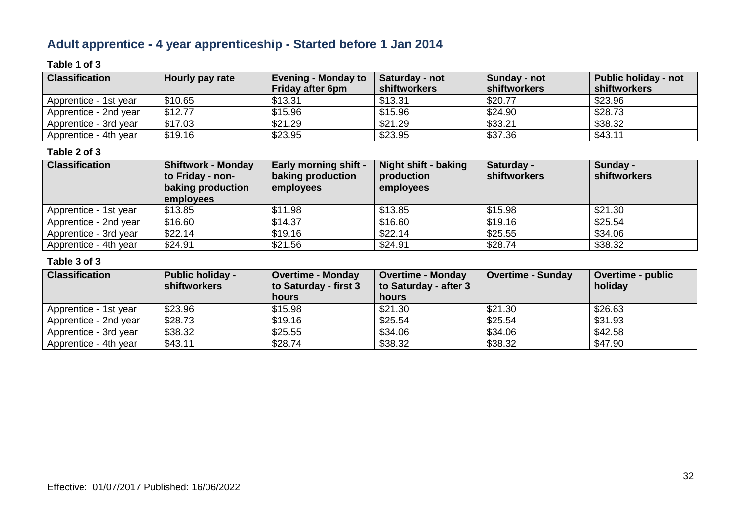## Adult apprentice - 4 year apprenticeship - Started before 1 Jan 2014

**Table 1 of 3**

| Classification | Hourly pay rate | Evening - Monday to Friday after 6pm | Saturday - not shiftworkers | Sunday - not shiftworkers | Public holiday - not shiftworkers |
|---|---|---|---|---|---|
| Apprentice - 1st year | $10.65 | $13.31 | $13.31 | $20.77 | $23.96 |
| Apprentice - 2nd year | $12.77 | $15.96 | $15.96 | $24.90 | $28.73 |
| Apprentice - 3rd year | $17.03 | $21.29 | $21.29 | $33.21 | $38.32 |
| Apprentice - 4th year | $19.16 | $23.95 | $23.95 | $37.36 | $43.11 |

**Table 2 of 3**

| Classification | Shiftwork - Monday to Friday - non-baking production employees | Early morning shift - baking production employees | Night shift - baking production employees | Saturday - shiftworkers | Sunday - shiftworkers |
|---|---|---|---|---|---|
| Apprentice - 1st year | $13.85 | $11.98 | $13.85 | $15.98 | $21.30 |
| Apprentice - 2nd year | $16.60 | $14.37 | $16.60 | $19.16 | $25.54 |
| Apprentice - 3rd year | $22.14 | $19.16 | $22.14 | $25.55 | $34.06 |
| Apprentice - 4th year | $24.91 | $21.56 | $24.91 | $28.74 | $38.32 |

**Table 3 of 3**

| Classification | Public holiday - shiftworkers | Overtime - Monday to Saturday - first 3 hours | Overtime - Monday to Saturday - after 3 hours | Overtime - Sunday | Overtime - public holiday |
|---|---|---|---|---|---|
| Apprentice - 1st year | $23.96 | $15.98 | $21.30 | $21.30 | $26.63 |
| Apprentice - 2nd year | $28.73 | $19.16 | $25.54 | $25.54 | $31.93 |
| Apprentice - 3rd year | $38.32 | $25.55 | $34.06 | $34.06 | $42.58 |
| Apprentice - 4th year | $43.11 | $28.74 | $38.32 | $38.32 | $47.90 |

Effective: 01/07/2017 Published: 16/06/2022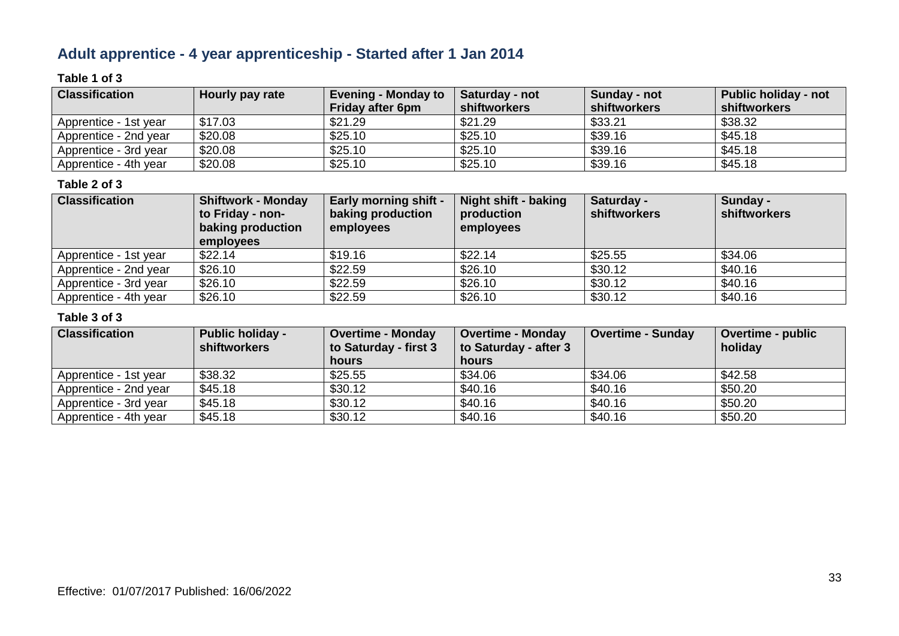## Adult apprentice - 4 year apprenticeship - Started after 1 Jan 2014

**Table 1 of 3**

| Classification | Hourly pay rate | Evening - Monday to Friday after 6pm | Saturday - not shiftworkers | Sunday - not shiftworkers | Public holiday - not shiftworkers |
|---|---|---|---|---|---|
| Apprentice - 1st year | $17.03 | $21.29 | $21.29 | $33.21 | $38.32 |
| Apprentice - 2nd year | $20.08 | $25.10 | $25.10 | $39.16 | $45.18 |
| Apprentice - 3rd year | $20.08 | $25.10 | $25.10 | $39.16 | $45.18 |
| Apprentice - 4th year | $20.08 | $25.10 | $25.10 | $39.16 | $45.18 |

**Table 2 of 3**

| Classification | Shiftwork - Monday to Friday - non-baking production employees | Early morning shift - baking production employees | Night shift - baking production employees | Saturday - shiftworkers | Sunday - shiftworkers |
|---|---|---|---|---|---|
| Apprentice - 1st year | $22.14 | $19.16 | $22.14 | $25.55 | $34.06 |
| Apprentice - 2nd year | $26.10 | $22.59 | $26.10 | $30.12 | $40.16 |
| Apprentice - 3rd year | $26.10 | $22.59 | $26.10 | $30.12 | $40.16 |
| Apprentice - 4th year | $26.10 | $22.59 | $26.10 | $30.12 | $40.16 |

**Table 3 of 3**

| Classification | Public holiday - shiftworkers | Overtime - Monday to Saturday - first 3 hours | Overtime - Monday to Saturday - after 3 hours | Overtime - Sunday | Overtime - public holiday |
|---|---|---|---|---|---|
| Apprentice - 1st year | $38.32 | $25.55 | $34.06 | $34.06 | $42.58 |
| Apprentice - 2nd year | $45.18 | $30.12 | $40.16 | $40.16 | $50.20 |
| Apprentice - 3rd year | $45.18 | $30.12 | $40.16 | $40.16 | $50.20 |
| Apprentice - 4th year | $45.18 | $30.12 | $40.16 | $40.16 | $50.20 |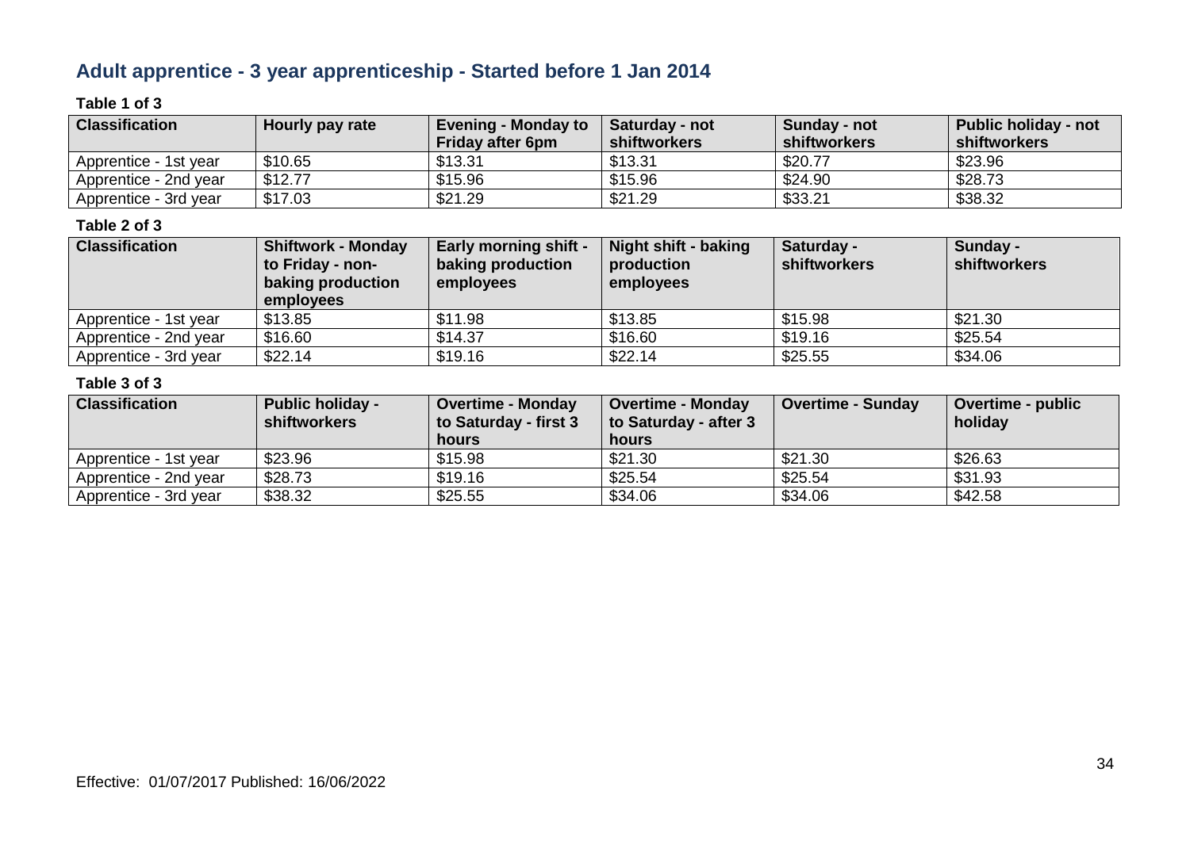## Adult apprentice - 3 year apprenticeship - Started before 1 Jan 2014

**Table 1 of 3**

| Classification | Hourly pay rate | Evening - Monday to Friday after 6pm | Saturday - not shiftworkers | Sunday - not shiftworkers | Public holiday - not shiftworkers |
|---|---|---|---|---|---|
| Apprentice - 1st year | $10.65 | $13.31 | $13.31 | $20.77 | $23.96 |
| Apprentice - 2nd year | $12.77 | $15.96 | $15.96 | $24.90 | $28.73 |
| Apprentice - 3rd year | $17.03 | $21.29 | $21.29 | $33.21 | $38.32 |

**Table 2 of 3**

| Classification | Shiftwork - Monday to Friday - non-baking production employees | Early morning shift - baking production employees | Night shift - baking production employees | Saturday - shiftworkers | Sunday - shiftworkers |
|---|---|---|---|---|---|
| Apprentice - 1st year | $13.85 | $11.98 | $13.85 | $15.98 | $21.30 |
| Apprentice - 2nd year | $16.60 | $14.37 | $16.60 | $19.16 | $25.54 |
| Apprentice - 3rd year | $22.14 | $19.16 | $22.14 | $25.55 | $34.06 |

**Table 3 of 3**

| Classification | Public holiday - shiftworkers | Overtime - Monday to Saturday - first 3 hours | Overtime - Monday to Saturday - after 3 hours | Overtime - Sunday | Overtime - public holiday |
|---|---|---|---|---|---|
| Apprentice - 1st year | $23.96 | $15.98 | $21.30 | $21.30 | $26.63 |
| Apprentice - 2nd year | $28.73 | $19.16 | $25.54 | $25.54 | $31.93 |
| Apprentice - 3rd year | $38.32 | $25.55 | $34.06 | $34.06 | $42.58 |

Effective: 01/07/2017 Published: 16/06/2022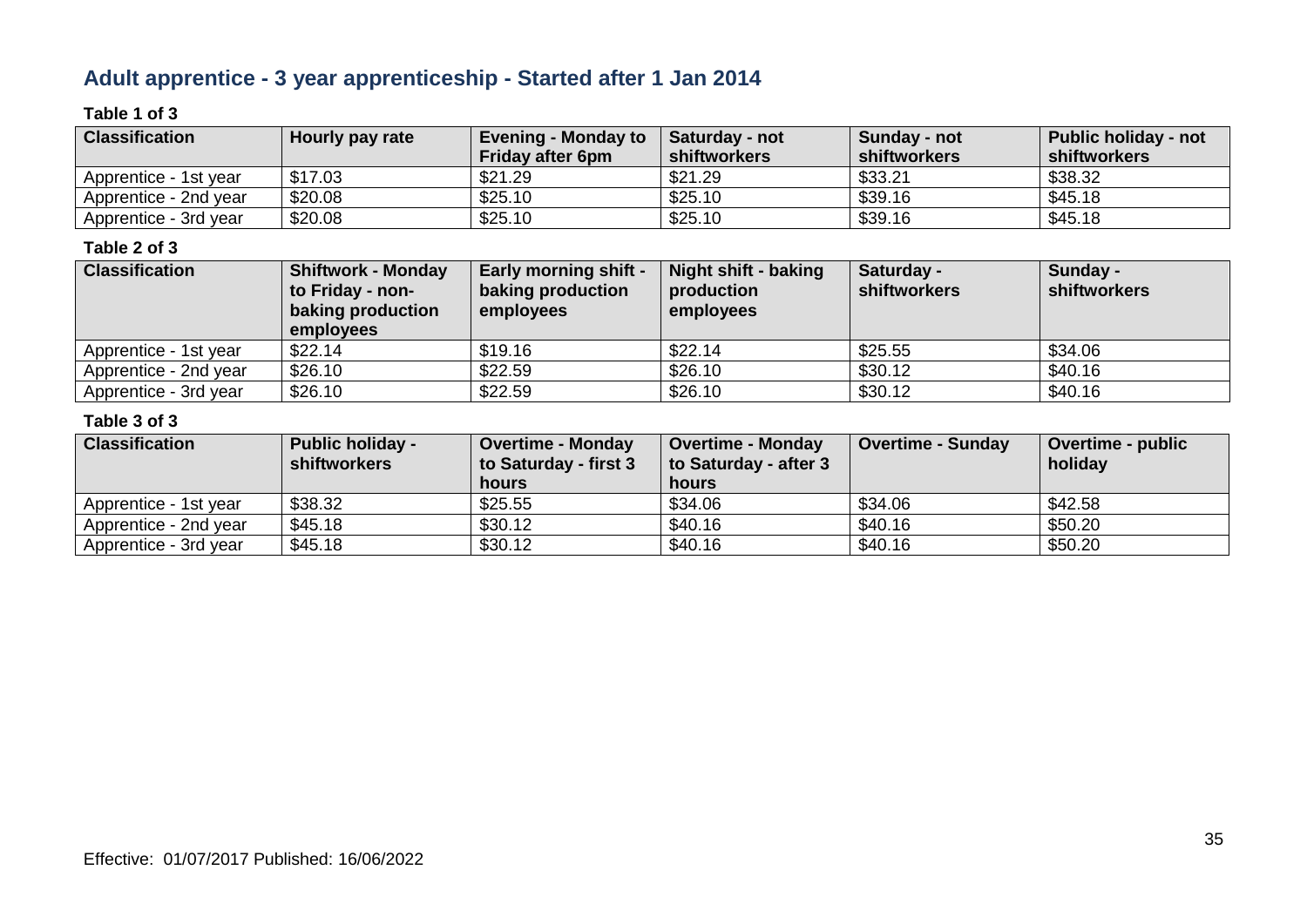## Adult apprentice - 3 year apprenticeship - Started after 1 Jan 2014

**Table 1 of 3**

| Classification | Hourly pay rate | Evening - Monday to Friday after 6pm | Saturday - not shiftworkers | Sunday - not shiftworkers | Public holiday - not shiftworkers |
|---|---|---|---|---|---|
| Apprentice - 1st year | $17.03 | $21.29 | $21.29 | $33.21 | $38.32 |
| Apprentice - 2nd year | $20.08 | $25.10 | $25.10 | $39.16 | $45.18 |
| Apprentice - 3rd year | $20.08 | $25.10 | $25.10 | $39.16 | $45.18 |

**Table 2 of 3**

| Classification | Shiftwork - Monday to Friday - non-baking production employees | Early morning shift - baking production employees | Night shift - baking production employees | Saturday - shiftworkers | Sunday - shiftworkers |
|---|---|---|---|---|---|
| Apprentice - 1st year | $22.14 | $19.16 | $22.14 | $25.55 | $34.06 |
| Apprentice - 2nd year | $26.10 | $22.59 | $26.10 | $30.12 | $40.16 |
| Apprentice - 3rd year | $26.10 | $22.59 | $26.10 | $30.12 | $40.16 |

**Table 3 of 3**

| Classification | Public holiday - shiftworkers | Overtime - Monday to Saturday - first 3 hours | Overtime - Monday to Saturday - after 3 hours | Overtime - Sunday | Overtime - public holiday |
|---|---|---|---|---|---|
| Apprentice - 1st year | $38.32 | $25.55 | $34.06 | $34.06 | $42.58 |
| Apprentice - 2nd year | $45.18 | $30.12 | $40.16 | $40.16 | $50.20 |
| Apprentice - 3rd year | $45.18 | $30.12 | $40.16 | $40.16 | $50.20 |

Effective: 01/07/2017 Published: 16/06/2022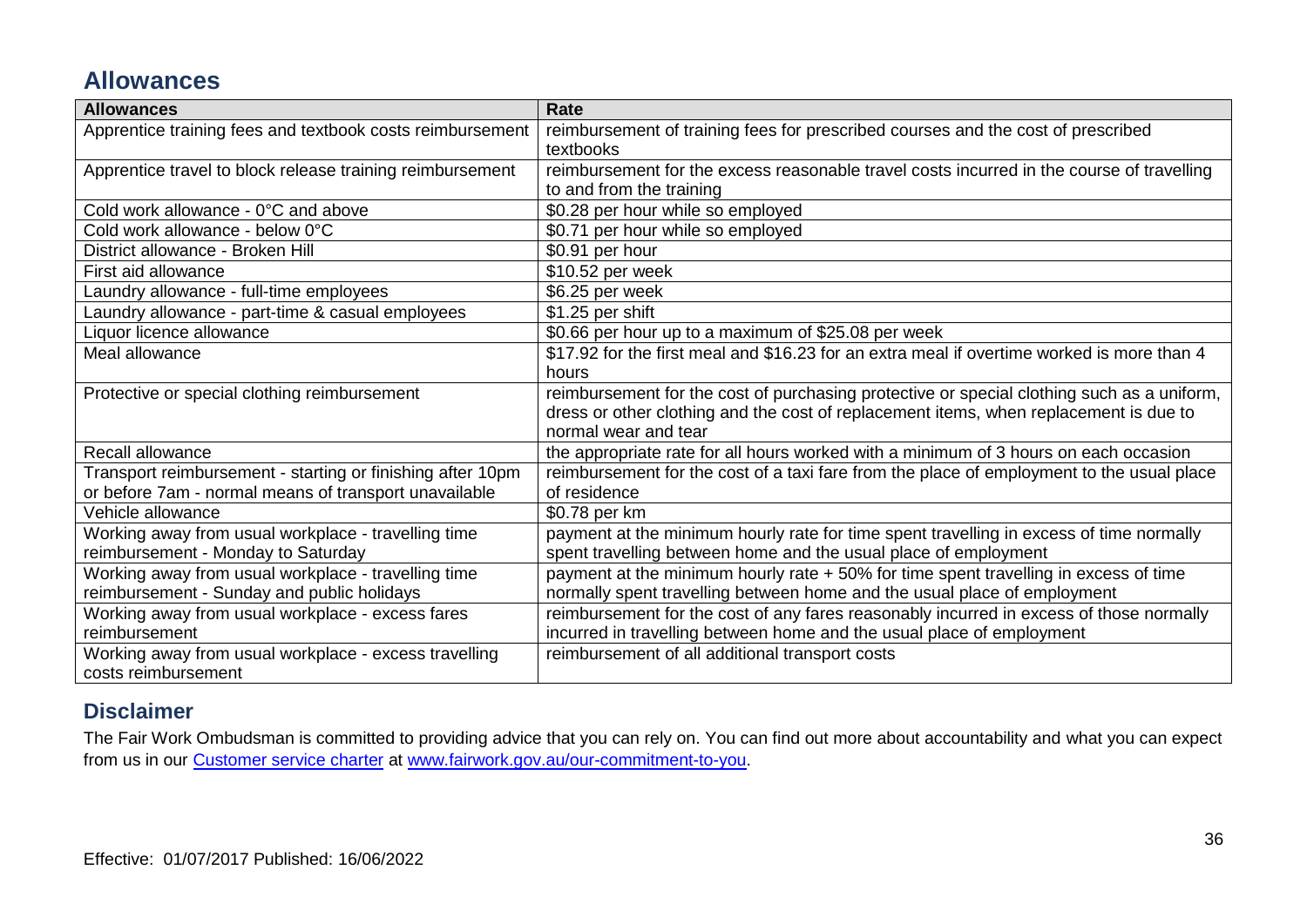## Allowances

| Allowances | Rate |
|---|---|
| Apprentice training fees and textbook costs reimbursement | reimbursement of training fees for prescribed courses and the cost of prescribed textbooks |
| Apprentice travel to block release training reimbursement | reimbursement for the excess reasonable travel costs incurred in the course of travelling to and from the training |
| Cold work allowance - 0°C and above | $0.28 per hour while so employed |
| Cold work allowance - below 0°C | $0.71 per hour while so employed |
| District allowance - Broken Hill | $0.91 per hour |
| First aid allowance | $10.52 per week |
| Laundry allowance - full-time employees | $6.25 per week |
| Laundry allowance - part-time & casual employees | $1.25 per shift |
| Liquor licence allowance | $0.66 per hour up to a maximum of $25.08 per week |
| Meal allowance | $17.92 for the first meal and $16.23 for an extra meal if overtime worked is more than 4 hours |
| Protective or special clothing reimbursement | reimbursement for the cost of purchasing protective or special clothing such as a uniform, dress or other clothing and the cost of replacement items, when replacement is due to normal wear and tear |
| Recall allowance | the appropriate rate for all hours worked with a minimum of 3 hours on each occasion |
| Transport reimbursement - starting or finishing after 10pm or before 7am - normal means of transport unavailable | reimbursement for the cost of a taxi fare from the place of employment to the usual place of residence |
| Vehicle allowance | $0.78 per km |
| Working away from usual workplace - travelling time reimbursement - Monday to Saturday | payment at the minimum hourly rate for time spent travelling in excess of time normally spent travelling between home and the usual place of employment |
| Working away from usual workplace - travelling time reimbursement - Sunday and public holidays | payment at the minimum hourly rate + 50% for time spent travelling in excess of time normally spent travelling between home and the usual place of employment |
| Working away from usual workplace - excess fares reimbursement | reimbursement for the cost of any fares reasonably incurred in excess of those normally incurred in travelling between home and the usual place of employment |
| Working away from usual workplace - excess travelling costs reimbursement | reimbursement of all additional transport costs |

## Disclaimer

The Fair Work Ombudsman is committed to providing advice that you can rely on. You can find out more about accountability and what you can expect from us in our [Customer service charter](www.fairwork.gov.au/our-commitment-to-you) at [www.fairwork.gov.au/our-commitment-to-you](www.fairwork.gov.au/our-commitment-to-you).

Effective: 01/07/2017 Published: 16/06/2022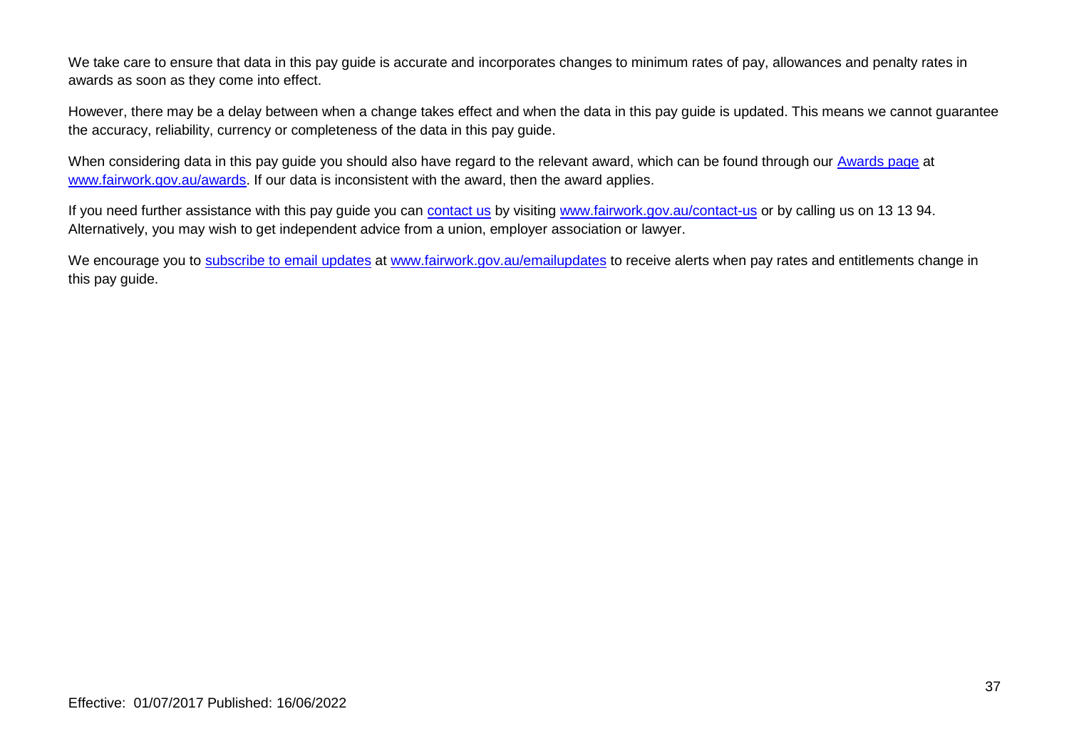We take care to ensure that data in this pay guide is accurate and incorporates changes to minimum rates of pay, allowances and penalty rates in awards as soon as they come into effect.

However, there may be a delay between when a change takes effect and when the data in this pay guide is updated. This means we cannot guarantee the accuracy, reliability, currency or completeness of the data in this pay guide.

When considering data in this pay guide you should also have regard to the relevant award, which can be found through our [Awards page](www.fairwork.gov.au/awards) at [www.fairwork.gov.au/awards](www.fairwork.gov.au/awards). If our data is inconsistent with the award, then the award applies.

If you need further assistance with this pay guide you can [contact us](www.fairwork.gov.au/contact-us) by visiting [www.fairwork.gov.au/contact-us](www.fairwork.gov.au/contact-us) or by calling us on 13 13 94. Alternatively, you may wish to get independent advice from a union, employer association or lawyer.

We encourage you to [subscribe to email updates](www.fairwork.gov.au/emailupdates) at [www.fairwork.gov.au/emailupdates](www.fairwork.gov.au/emailupdates) to receive alerts when pay rates and entitlements change in this pay guide.

Effective: 01/07/2017 Published: 16/06/2022